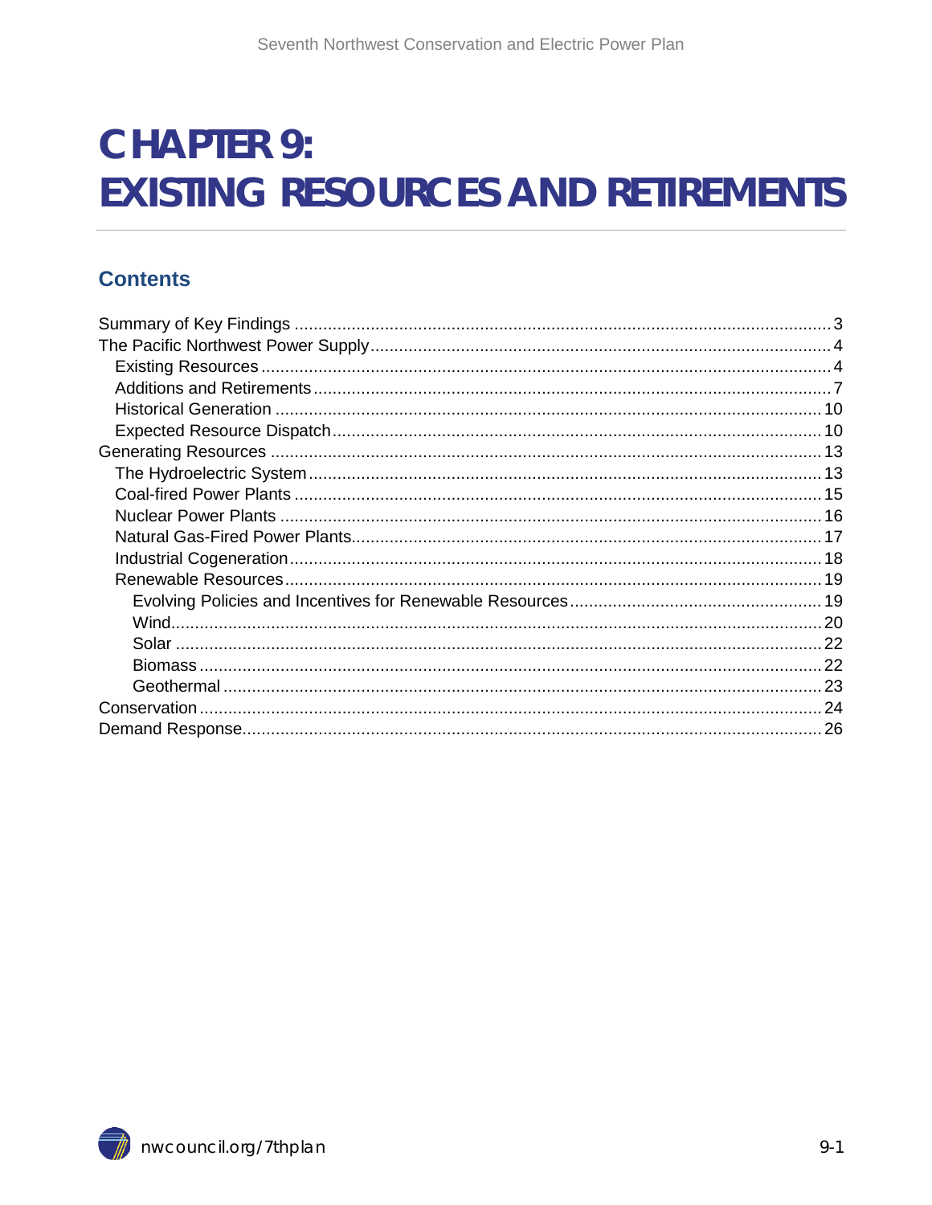# CHAPTER 9: EXISTING RESOURCES AND RETIREMENTS

## Contents

Summary of Key Findings ........ 3
The Pacific Northwest Power Supply ........ 4
  Existing Resources ........ 4
  Additions and Retirements ........ 7
  Historical Generation ........ 10
  Expected Resource Dispatch ........ 10
Generating Resources ........ 13
  The Hydroelectric System ........ 13
  Coal-fired Power Plants ........ 15
  Nuclear Power Plants ........ 16
  Natural Gas-Fired Power Plants ........ 17
  Industrial Cogeneration ........ 18
  Renewable Resources ........ 19
    Evolving Policies and Incentives for Renewable Resources ........ 19
    Wind ........ 20
    Solar ........ 22
    Biomass ........ 22
    Geothermal ........ 23
Conservation ........ 24
Demand Response ........ 26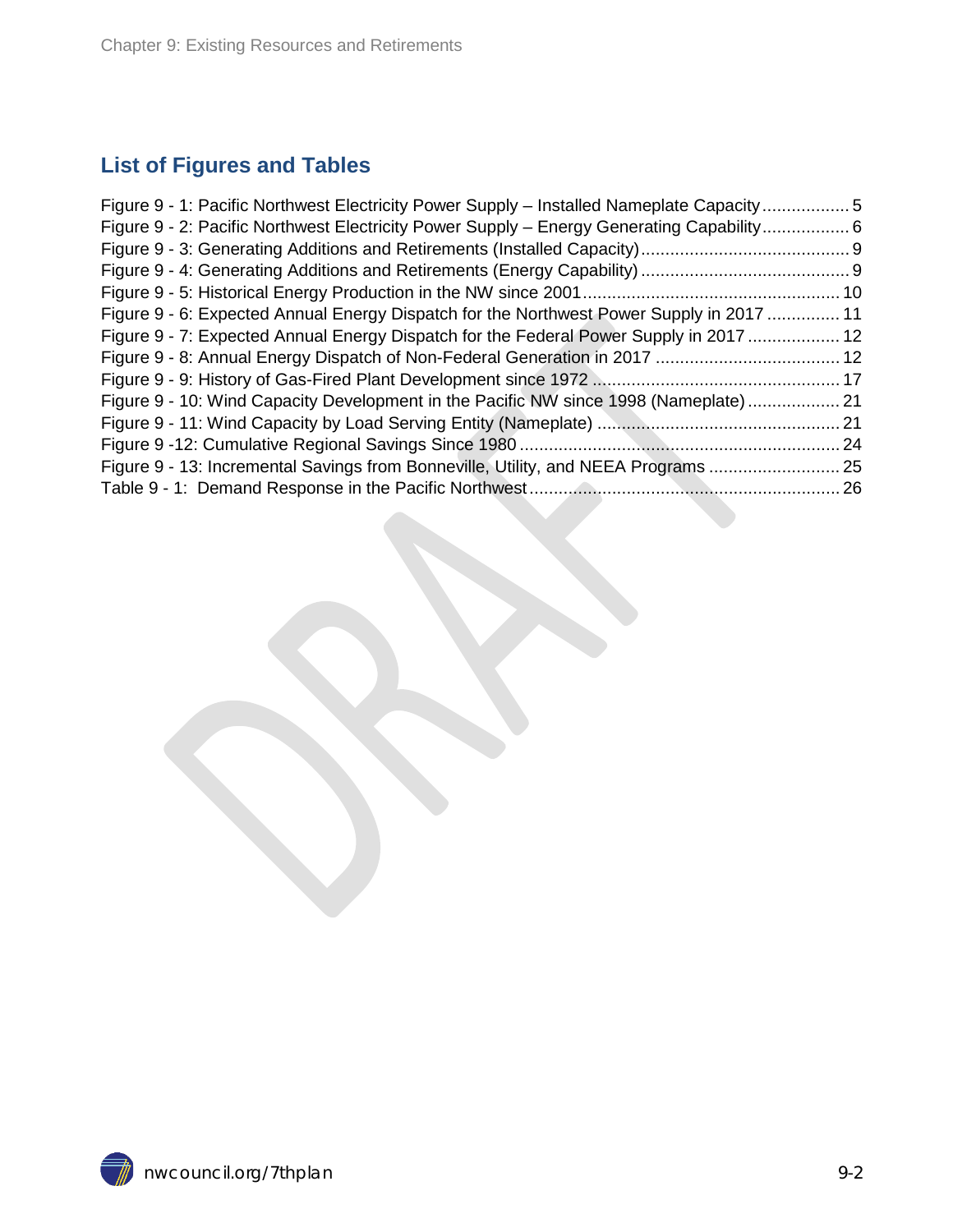## List of Figures and Tables

Figure 9 - 1: Pacific Northwest Electricity Power Supply – Installed Nameplate Capacity .................. 5
Figure 9 - 2: Pacific Northwest Electricity Power Supply – Energy Generating Capability .................. 6
Figure 9 - 3: Generating Additions and Retirements (Installed Capacity) .......................................... 9
Figure 9 - 4: Generating Additions and Retirements (Energy Capability) .......................................... 9
Figure 9 - 5: Historical Energy Production in the NW since 2001 .................................................... 10
Figure 9 - 6: Expected Annual Energy Dispatch for the Northwest Power Supply in 2017 ............... 11
Figure 9 - 7: Expected Annual Energy Dispatch for the Federal Power Supply in 2017 ................... 12
Figure 9 - 8: Annual Energy Dispatch of Non-Federal Generation in 2017 ...................................... 12
Figure 9 - 9: History of Gas-Fired Plant Development since 1972 .................................................. 17
Figure 9 - 10: Wind Capacity Development in the Pacific NW since 1998 (Nameplate) ................... 21
Figure 9 - 11: Wind Capacity by Load Serving Entity (Nameplate) .................................................. 21
Figure 9 -12: Cumulative Regional Savings Since 1980 .................................................................. 24
Figure 9 - 13: Incremental Savings from Bonneville, Utility, and NEEA Programs ........................... 25
Table 9 - 1: Demand Response in the Pacific Northwest ................................................................ 26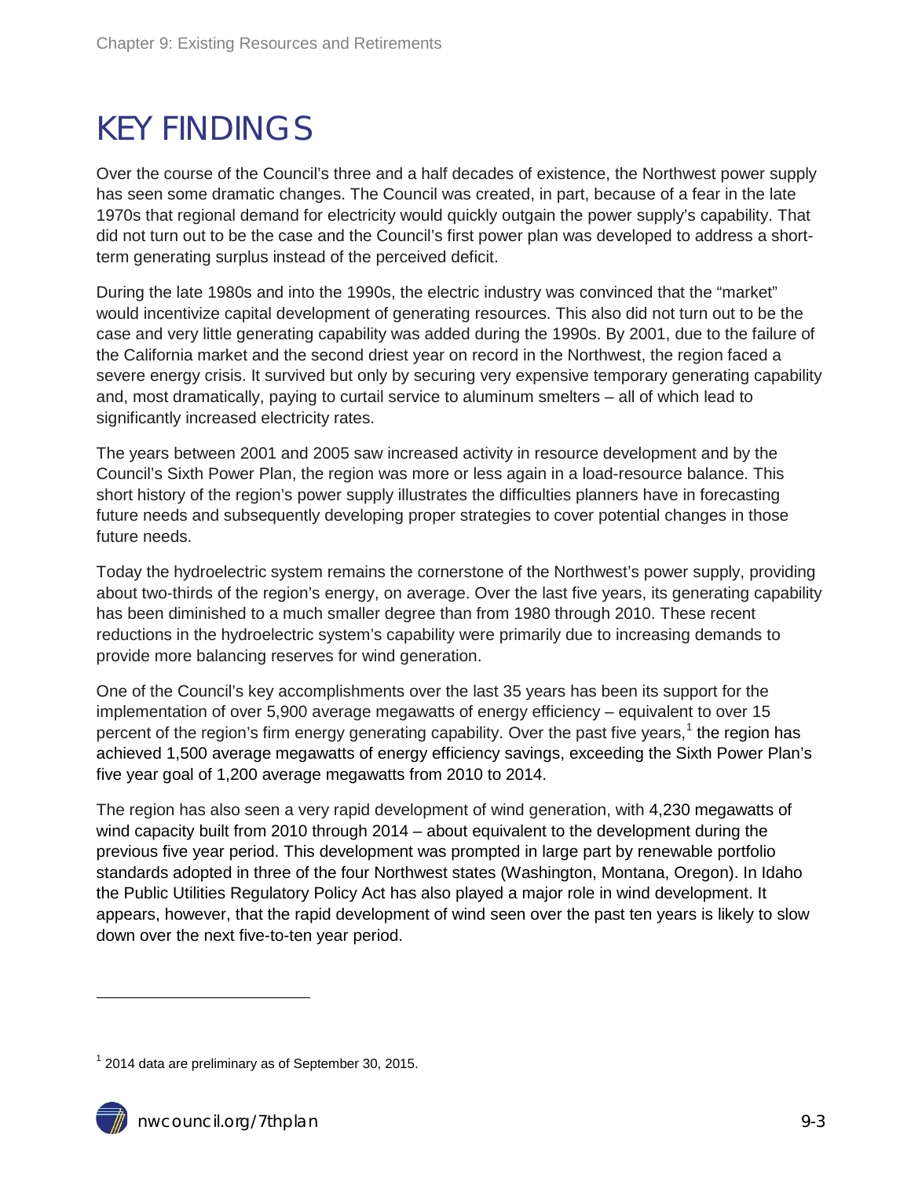# KEY FINDINGS

Over the course of the Council's three and a half decades of existence, the Northwest power supply has seen some dramatic changes. The Council was created, in part, because of a fear in the late 1970s that regional demand for electricity would quickly outgain the power supply's capability. That did not turn out to be the case and the Council's first power plan was developed to address a short-term generating surplus instead of the perceived deficit.

During the late 1980s and into the 1990s, the electric industry was convinced that the "market" would incentivize capital development of generating resources. This also did not turn out to be the case and very little generating capability was added during the 1990s. By 2001, due to the failure of the California market and the second driest year on record in the Northwest, the region faced a severe energy crisis. It survived but only by securing very expensive temporary generating capability and, most dramatically, paying to curtail service to aluminum smelters – all of which lead to significantly increased electricity rates.

The years between 2001 and 2005 saw increased activity in resource development and by the Council's Sixth Power Plan, the region was more or less again in a load-resource balance. This short history of the region's power supply illustrates the difficulties planners have in forecasting future needs and subsequently developing proper strategies to cover potential changes in those future needs.

Today the hydroelectric system remains the cornerstone of the Northwest's power supply, providing about two-thirds of the region's energy, on average. Over the last five years, its generating capability has been diminished to a much smaller degree than from 1980 through 2010. These recent reductions in the hydroelectric system's capability were primarily due to increasing demands to provide more balancing reserves for wind generation.

One of the Council's key accomplishments over the last 35 years has been its support for the implementation of over 5,900 average megawatts of energy efficiency – equivalent to over 15 percent of the region's firm energy generating capability. Over the past five years,[1] the region has achieved 1,500 average megawatts of energy efficiency savings, exceeding the Sixth Power Plan's five year goal of 1,200 average megawatts from 2010 to 2014.

The region has also seen a very rapid development of wind generation, with 4,230 megawatts of wind capacity built from 2010 through 2014 – about equivalent to the development during the previous five year period. This development was prompted in large part by renewable portfolio standards adopted in three of the four Northwest states (Washington, Montana, Oregon). In Idaho the Public Utilities Regulatory Policy Act has also played a major role in wind development. It appears, however, that the rapid development of wind seen over the past ten years is likely to slow down over the next five-to-ten year period.

[1] 2014 data are preliminary as of September 30, 2015.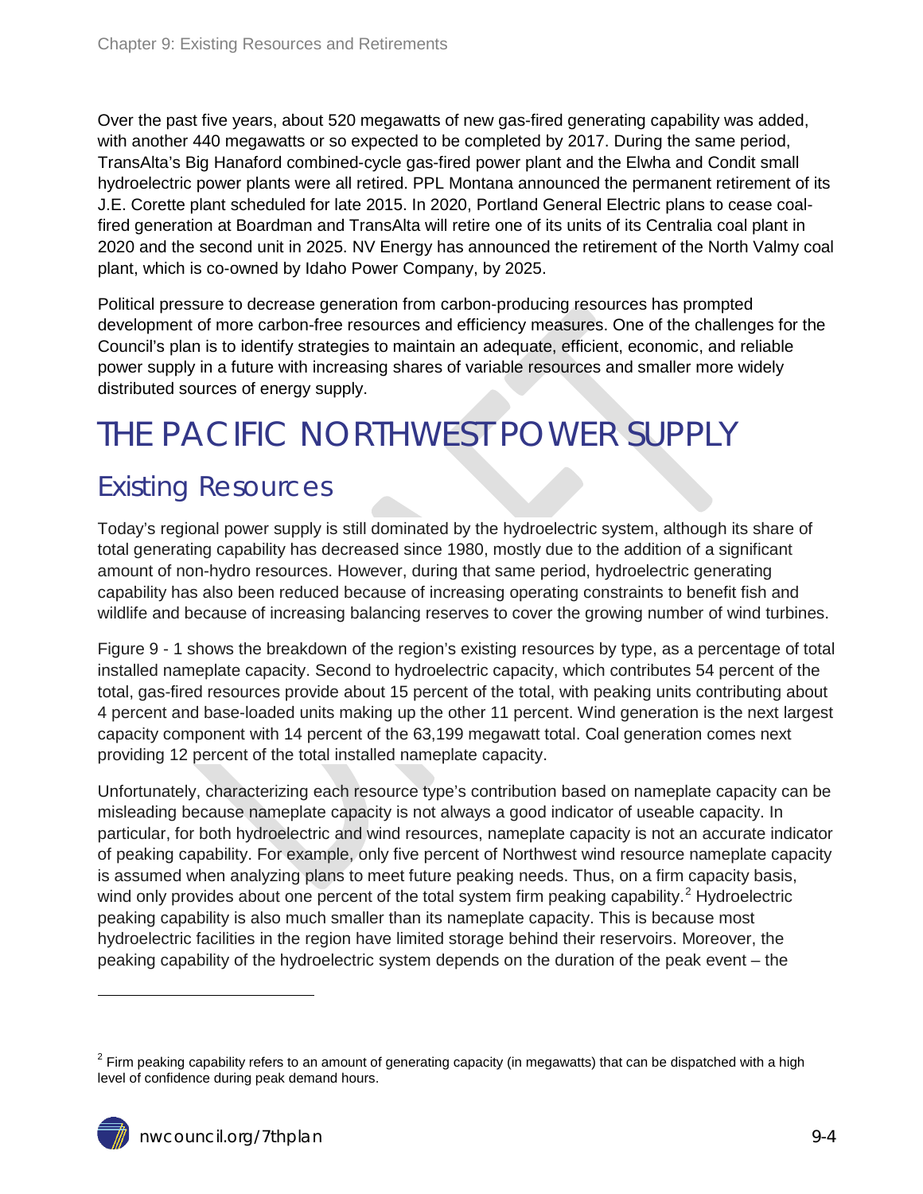Over the past five years, about 520 megawatts of new gas-fired generating capability was added, with another 440 megawatts or so expected to be completed by 2017. During the same period, TransAlta's Big Hanaford combined-cycle gas-fired power plant and the Elwha and Condit small hydroelectric power plants were all retired. PPL Montana announced the permanent retirement of its J.E. Corette plant scheduled for late 2015. In 2020, Portland General Electric plans to cease coal-fired generation at Boardman and TransAlta will retire one of its units of its Centralia coal plant in 2020 and the second unit in 2025. NV Energy has announced the retirement of the North Valmy coal plant, which is co-owned by Idaho Power Company, by 2025.

Political pressure to decrease generation from carbon-producing resources has prompted development of more carbon-free resources and efficiency measures. One of the challenges for the Council's plan is to identify strategies to maintain an adequate, efficient, economic, and reliable power supply in a future with increasing shares of variable resources and smaller more widely distributed sources of energy supply.

# THE PACIFIC NORTHWEST POWER SUPPLY

## Existing Resources

Today's regional power supply is still dominated by the hydroelectric system, although its share of total generating capability has decreased since 1980, mostly due to the addition of a significant amount of non-hydro resources. However, during that same period, hydroelectric generating capability has also been reduced because of increasing operating constraints to benefit fish and wildlife and because of increasing balancing reserves to cover the growing number of wind turbines.

Figure 9 - 1 shows the breakdown of the region's existing resources by type, as a percentage of total installed nameplate capacity. Second to hydroelectric capacity, which contributes 54 percent of the total, gas-fired resources provide about 15 percent of the total, with peaking units contributing about 4 percent and base-loaded units making up the other 11 percent. Wind generation is the next largest capacity component with 14 percent of the 63,199 megawatt total. Coal generation comes next providing 12 percent of the total installed nameplate capacity.

Unfortunately, characterizing each resource type's contribution based on nameplate capacity can be misleading because nameplate capacity is not always a good indicator of useable capacity. In particular, for both hydroelectric and wind resources, nameplate capacity is not an accurate indicator of peaking capability. For example, only five percent of Northwest wind resource nameplate capacity is assumed when analyzing plans to meet future peaking needs. Thus, on a firm capacity basis, wind only provides about one percent of the total system firm peaking capability.[2] Hydroelectric peaking capability is also much smaller than its nameplate capacity. This is because most hydroelectric facilities in the region have limited storage behind their reservoirs. Moreover, the peaking capability of the hydroelectric system depends on the duration of the peak event – the

[2] Firm peaking capability refers to an amount of generating capacity (in megawatts) that can be dispatched with a high level of confidence during peak demand hours.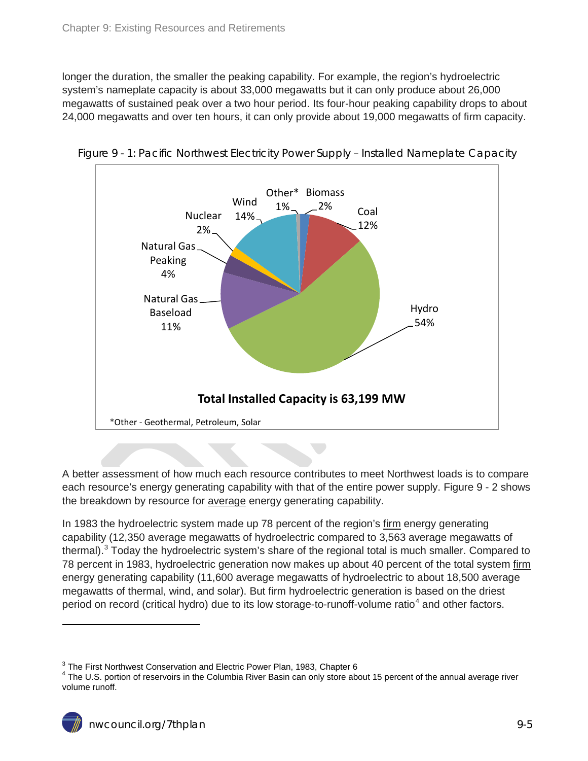longer the duration, the smaller the peaking capability. For example, the region's hydroelectric system's nameplate capacity is about 33,000 megawatts but it can only produce about 26,000 megawatts of sustained peak over a two hour period. Its four-hour peaking capability drops to about 24,000 megawatts and over ten hours, it can only provide about 19,000 megawatts of firm capacity.

Figure 9 - 1: Pacific Northwest Electricity Power Supply – Installed Nameplate Capacity

| Resource | Share |
|---|---|
| Hydro | 54% |
| Wind | 14% |
| Coal | 12% |
| Natural Gas Baseload | 11% |
| Natural Gas Peaking | 4% |
| Nuclear | 2% |
| Biomass | 2% |
| Other* | 1% |

**Total Installed Capacity is 63,199 MW**

*Other - Geothermal, Petroleum, Solar

A better assessment of how much each resource contributes to meet Northwest loads is to compare each resource's energy generating capability with that of the entire power supply. Figure 9 - 2 shows the breakdown by resource for average energy generating capability.

In 1983 the hydroelectric system made up 78 percent of the region's firm energy generating capability (12,350 average megawatts of hydroelectric compared to 3,563 average megawatts of thermal).[3] Today the hydroelectric system's share of the regional total is much smaller. Compared to 78 percent in 1983, hydroelectric generation now makes up about 40 percent of the total system firm energy generating capability (11,600 average megawatts of hydroelectric to about 18,500 average megawatts of thermal, wind, and solar). But firm hydroelectric generation is based on the driest period on record (critical hydro) due to its low storage-to-runoff-volume ratio[4] and other factors.

---

[3] The First Northwest Conservation and Electric Power Plan, 1983, Chapter 6

[4] The U.S. portion of reservoirs in the Columbia River Basin can only store about 15 percent of the annual average river volume runoff.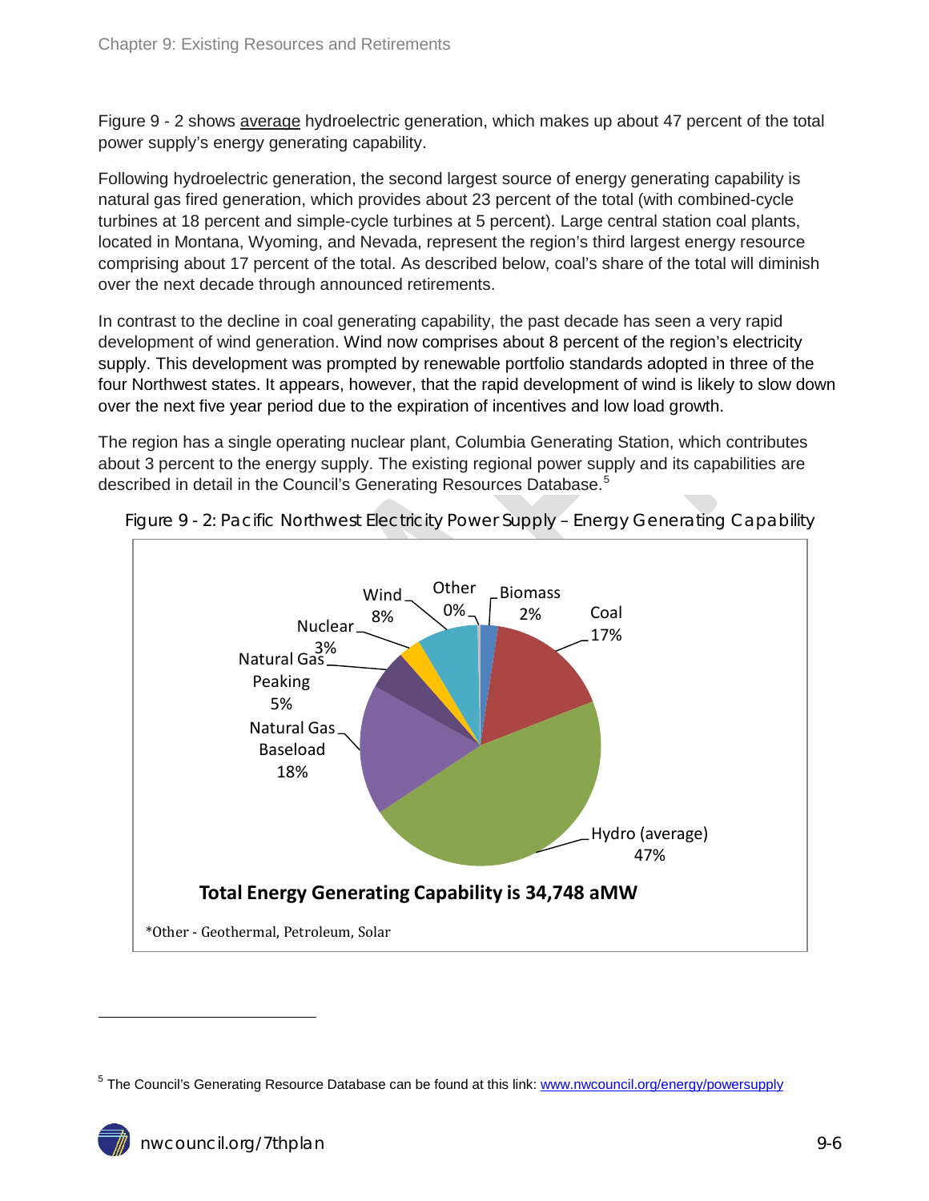Figure 9 - 2 shows average hydroelectric generation, which makes up about 47 percent of the total power supply's energy generating capability.

Following hydroelectric generation, the second largest source of energy generating capability is natural gas fired generation, which provides about 23 percent of the total (with combined-cycle turbines at 18 percent and simple-cycle turbines at 5 percent). Large central station coal plants, located in Montana, Wyoming, and Nevada, represent the region's third largest energy resource comprising about 17 percent of the total. As described below, coal's share of the total will diminish over the next decade through announced retirements.

In contrast to the decline in coal generating capability, the past decade has seen a very rapid development of wind generation. Wind now comprises about 8 percent of the region's electricity supply. This development was prompted by renewable portfolio standards adopted in three of the four Northwest states. It appears, however, that the rapid development of wind is likely to slow down over the next five year period due to the expiration of incentives and low load growth.

The region has a single operating nuclear plant, Columbia Generating Station, which contributes about 3 percent to the energy supply. The existing regional power supply and its capabilities are described in detail in the Council's Generating Resources Database.[5]

Figure 9 - 2: Pacific Northwest Electricity Power Supply – Energy Generating Capability

| Resource | Share |
|---|---|
| Hydro (average) | 47% |
| Natural Gas Baseload | 18% |
| Coal | 17% |
| Wind | 8% |
| Natural Gas Peaking | 5% |
| Nuclear | 3% |
| Biomass | 2% |
| Other | 0% |

**Total Energy Generating Capability is 34,748 aMW**

*Other - Geothermal, Petroleum, Solar

[5] The Council's Generating Resource Database can be found at this link: www.nwcouncil.org/energy/powersupply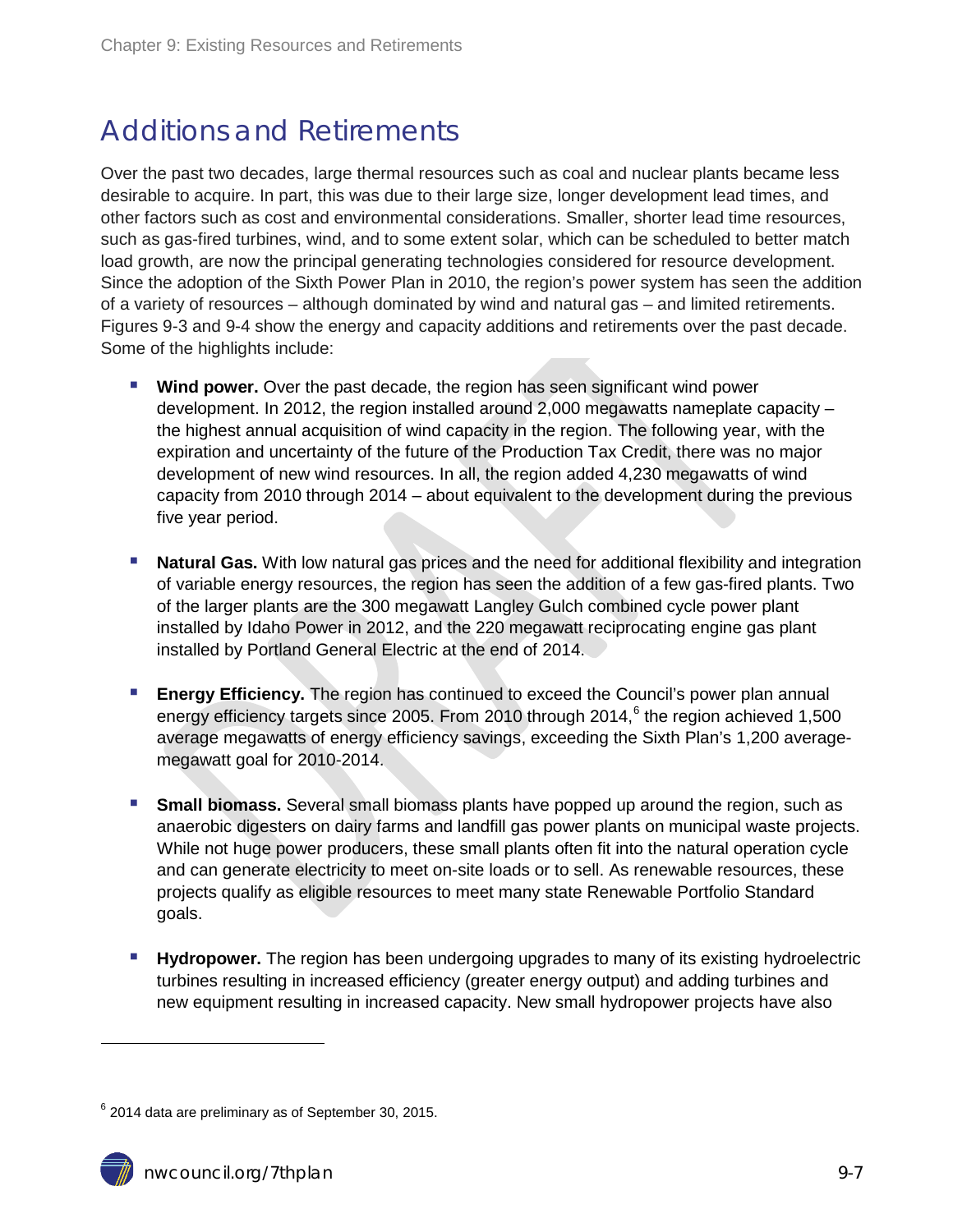## Additions and Retirements

Over the past two decades, large thermal resources such as coal and nuclear plants became less desirable to acquire. In part, this was due to their large size, longer development lead times, and other factors such as cost and environmental considerations. Smaller, shorter lead time resources, such as gas-fired turbines, wind, and to some extent solar, which can be scheduled to better match load growth, are now the principal generating technologies considered for resource development. Since the adoption of the Sixth Power Plan in 2010, the region's power system has seen the addition of a variety of resources – although dominated by wind and natural gas – and limited retirements. Figures 9-3 and 9-4 show the energy and capacity additions and retirements over the past decade. Some of the highlights include:

- **Wind power.** Over the past decade, the region has seen significant wind power development. In 2012, the region installed around 2,000 megawatts nameplate capacity – the highest annual acquisition of wind capacity in the region. The following year, with the expiration and uncertainty of the future of the Production Tax Credit, there was no major development of new wind resources. In all, the region added 4,230 megawatts of wind capacity from 2010 through 2014 – about equivalent to the development during the previous five year period.

- **Natural Gas.** With low natural gas prices and the need for additional flexibility and integration of variable energy resources, the region has seen the addition of a few gas-fired plants. Two of the larger plants are the 300 megawatt Langley Gulch combined cycle power plant installed by Idaho Power in 2012, and the 220 megawatt reciprocating engine gas plant installed by Portland General Electric at the end of 2014.

- **Energy Efficiency.** The region has continued to exceed the Council's power plan annual energy efficiency targets since 2005. From 2010 through 2014,[6] the region achieved 1,500 average megawatts of energy efficiency savings, exceeding the Sixth Plan's 1,200 average-megawatt goal for 2010-2014.

- **Small biomass.** Several small biomass plants have popped up around the region, such as anaerobic digesters on dairy farms and landfill gas power plants on municipal waste projects. While not huge power producers, these small plants often fit into the natural operation cycle and can generate electricity to meet on-site loads or to sell. As renewable resources, these projects qualify as eligible resources to meet many state Renewable Portfolio Standard goals.

- **Hydropower.** The region has been undergoing upgrades to many of its existing hydroelectric turbines resulting in increased efficiency (greater energy output) and adding turbines and new equipment resulting in increased capacity. New small hydropower projects have also

[6] 2014 data are preliminary as of September 30, 2015.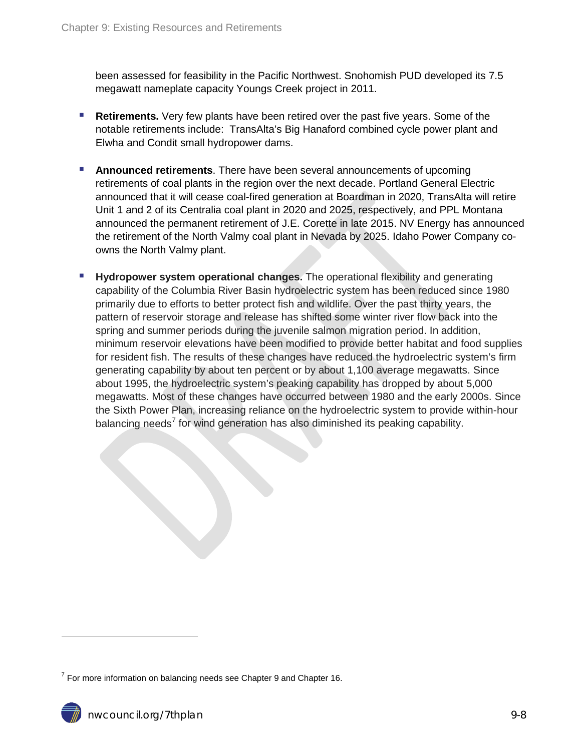been assessed for feasibility in the Pacific Northwest. Snohomish PUD developed its 7.5 megawatt nameplate capacity Youngs Creek project in 2011.

- **Retirements.** Very few plants have been retired over the past five years. Some of the notable retirements include: TransAlta's Big Hanaford combined cycle power plant and Elwha and Condit small hydropower dams.

- **Announced retirements**. There have been several announcements of upcoming retirements of coal plants in the region over the next decade. Portland General Electric announced that it will cease coal-fired generation at Boardman in 2020, TransAlta will retire Unit 1 and 2 of its Centralia coal plant in 2020 and 2025, respectively, and PPL Montana announced the permanent retirement of J.E. Corette in late 2015. NV Energy has announced the retirement of the North Valmy coal plant in Nevada by 2025. Idaho Power Company co-owns the North Valmy plant.

- **Hydropower system operational changes.** The operational flexibility and generating capability of the Columbia River Basin hydroelectric system has been reduced since 1980 primarily due to efforts to better protect fish and wildlife. Over the past thirty years, the pattern of reservoir storage and release has shifted some winter river flow back into the spring and summer periods during the juvenile salmon migration period. In addition, minimum reservoir elevations have been modified to provide better habitat and food supplies for resident fish. The results of these changes have reduced the hydroelectric system's firm generating capability by about ten percent or by about 1,100 average megawatts. Since about 1995, the hydroelectric system's peaking capability has dropped by about 5,000 megawatts. Most of these changes have occurred between 1980 and the early 2000s. Since the Sixth Power Plan, increasing reliance on the hydroelectric system to provide within-hour balancing needs[7] for wind generation has also diminished its peaking capability.

[7] For more information on balancing needs see Chapter 9 and Chapter 16.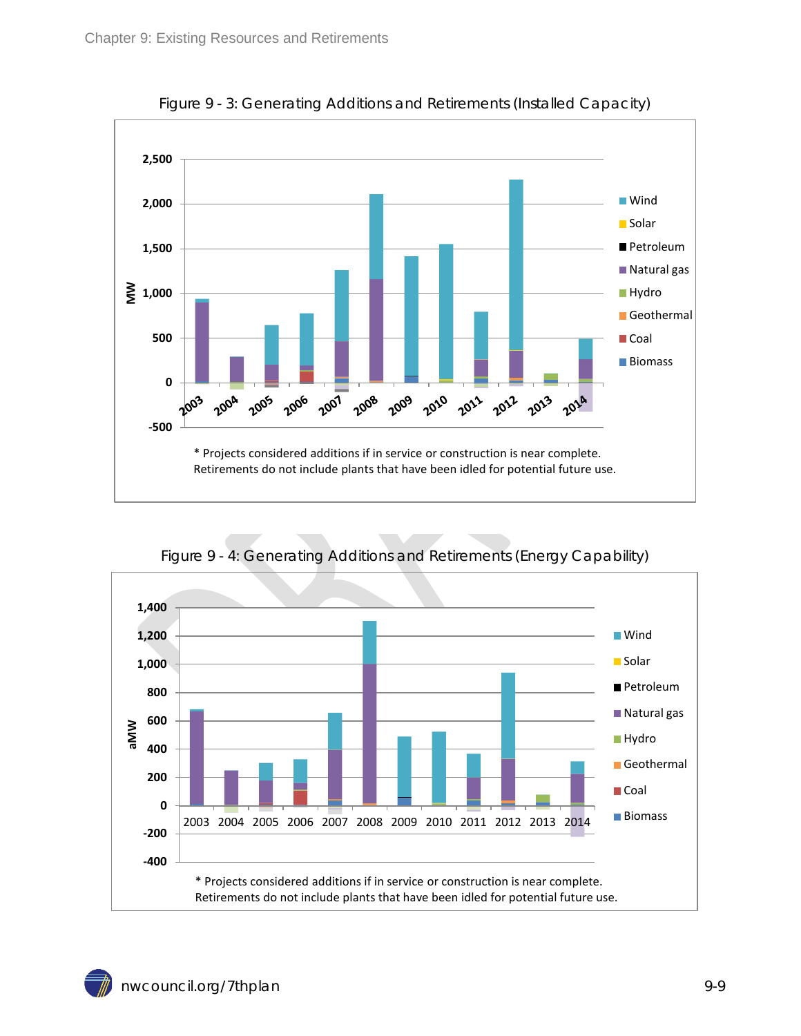Figure 9 - 3: Generating Additions and Retirements (Installed Capacity)

* Projects considered additions if in service or construction is near complete.
Retirements do not include plants that have been idled for potential future use.

Figure 9 - 4: Generating Additions and Retirements (Energy Capability)

* Projects considered additions if in service or construction is near complete.
Retirements do not include plants that have been idled for potential future use.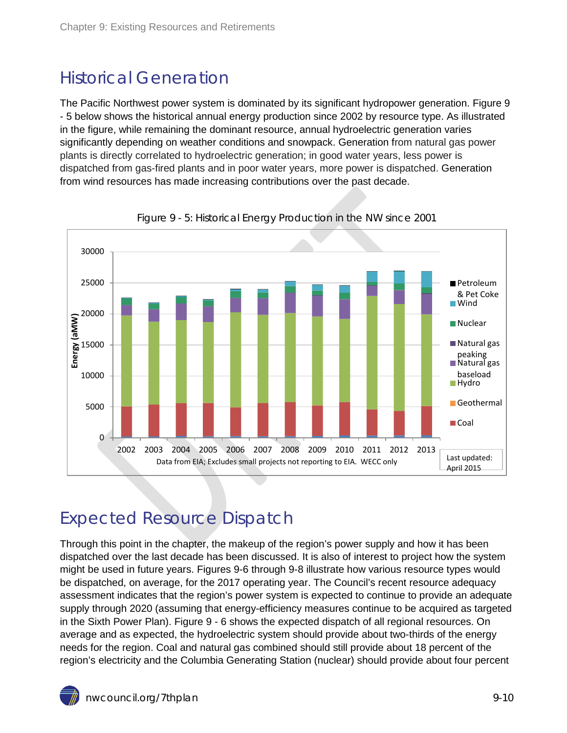## Historical Generation

The Pacific Northwest power system is dominated by its significant hydropower generation. Figure 9 - 5 below shows the historical annual energy production since 2002 by resource type. As illustrated in the figure, while remaining the dominant resource, annual hydroelectric generation varies significantly depending on weather conditions and snowpack. Generation from natural gas power plants is directly correlated to hydroelectric generation; in good water years, less power is dispatched from gas-fired plants and in poor water years, more power is dispatched. Generation from wind resources has made increasing contributions over the past decade.

Figure 9 - 5: Historical Energy Production in the NW since 2001

## Expected Resource Dispatch

Through this point in the chapter, the makeup of the region's power supply and how it has been dispatched over the last decade has been discussed. It is also of interest to project how the system might be used in future years. Figures 9-6 through 9-8 illustrate how various resource types would be dispatched, on average, for the 2017 operating year. The Council's recent resource adequacy assessment indicates that the region's power system is expected to continue to provide an adequate supply through 2020 (assuming that energy-efficiency measures continue to be acquired as targeted in the Sixth Power Plan). Figure 9 - 6 shows the expected dispatch of all regional resources. On average and as expected, the hydroelectric system should provide about two-thirds of the energy needs for the region. Coal and natural gas combined should still provide about 18 percent of the region's electricity and the Columbia Generating Station (nuclear) should provide about four percent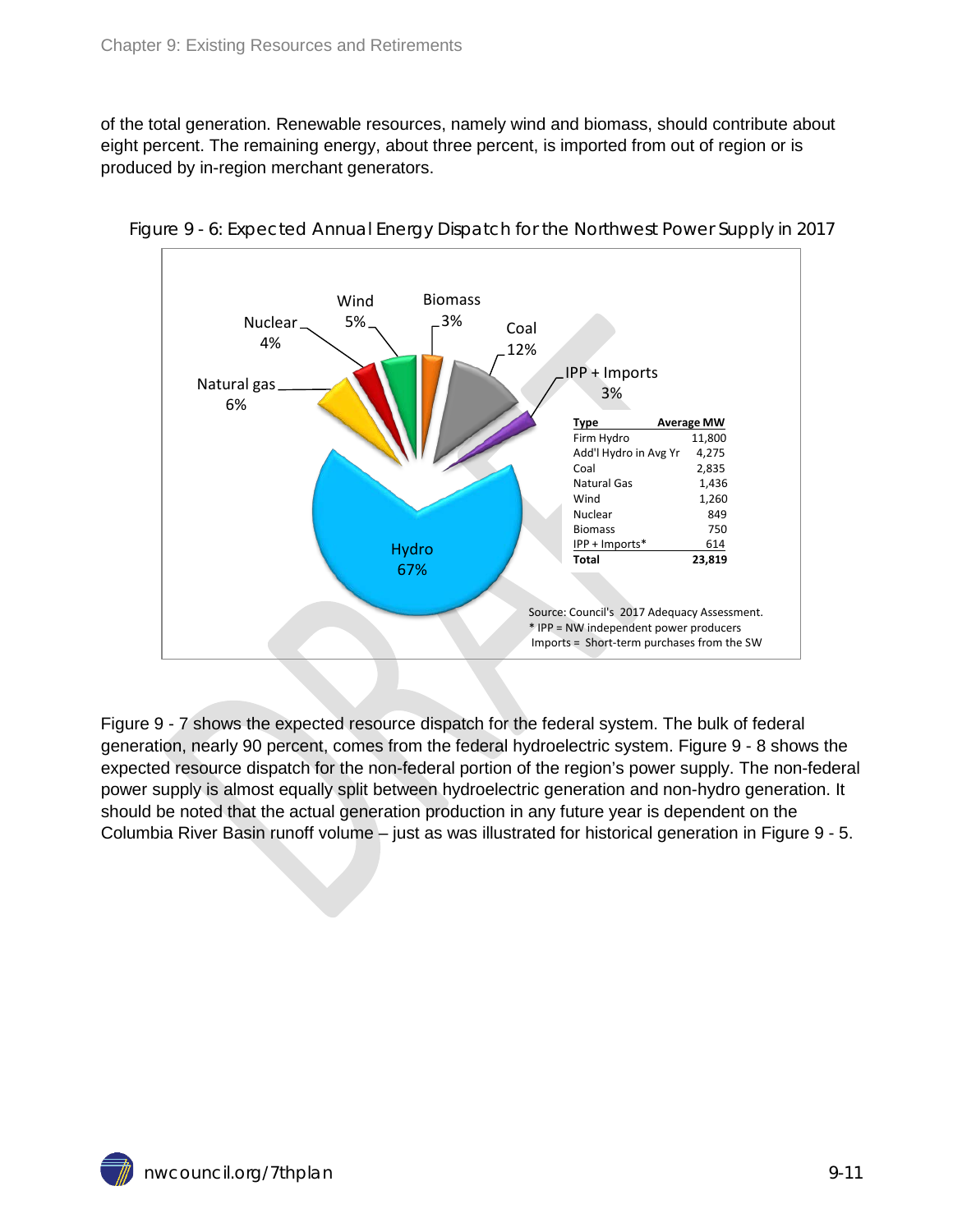of the total generation. Renewable resources, namely wind and biomass, should contribute about eight percent. The remaining energy, about three percent, is imported from out of region or is produced by in-region merchant generators.

Figure 9 - 6: Expected Annual Energy Dispatch for the Northwest Power Supply in 2017

| Type | Average MW |
|---|---|
| Firm Hydro | 11,800 |
| Add'l Hydro in Avg Yr | 4,275 |
| Coal | 2,835 |
| Natural Gas | 1,436 |
| Wind | 1,260 |
| Nuclear | 849 |
| Biomass | 750 |
| IPP + Imports* | 614 |
| **Total** | **23,819** |

Source: Council's 2017 Adequacy Assessment.
* IPP = NW independent power producers
Imports = Short-term purchases from the SW

Figure 9 - 7 shows the expected resource dispatch for the federal system. The bulk of federal generation, nearly 90 percent, comes from the federal hydroelectric system. Figure 9 - 8 shows the expected resource dispatch for the non-federal portion of the region's power supply. The non-federal power supply is almost equally split between hydroelectric generation and non-hydro generation. It should be noted that the actual generation production in any future year is dependent on the Columbia River Basin runoff volume – just as was illustrated for historical generation in Figure 9 - 5.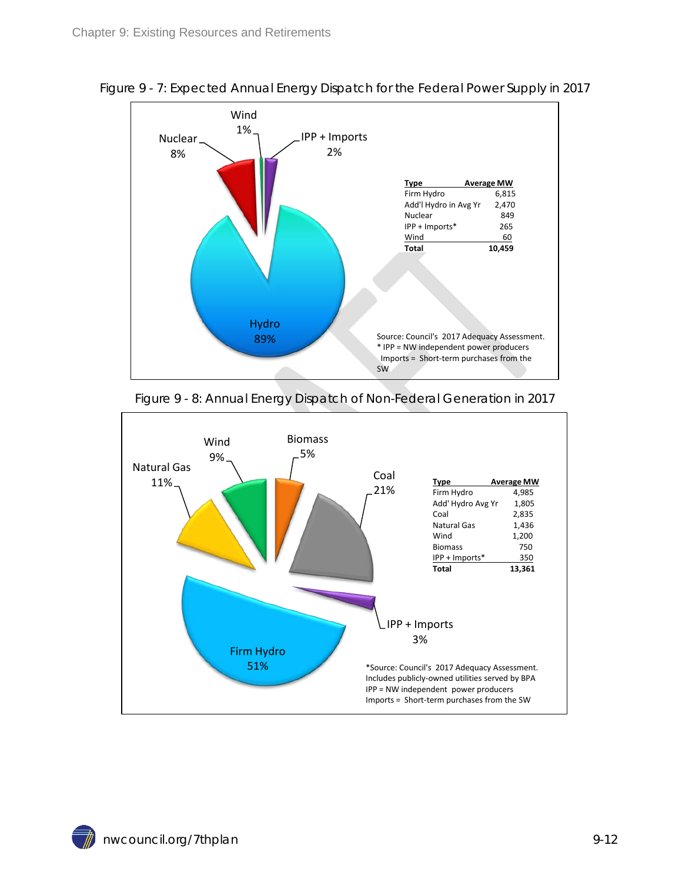Figure 9 - 7: Expected Annual Energy Dispatch for the Federal Power Supply in 2017

| Type | Average MW |
|---|---|
| Firm Hydro | 6,815 |
| Add'l Hydro in Avg Yr | 2,470 |
| Nuclear | 849 |
| IPP + Imports* | 265 |
| Wind | 60 |
| **Total** | **10,459** |

Hydro 89%, Nuclear 8%, IPP + Imports 2%, Wind 1%

Source: Council's 2017 Adequacy Assessment.
* IPP = NW independent power producers
Imports = Short-term purchases from the SW

Figure 9 - 8: Annual Energy Dispatch of Non-Federal Generation in 2017

| Type | Average MW |
|---|---|
| Firm Hydro | 4,985 |
| Add' Hydro Avg Yr | 1,805 |
| Coal | 2,835 |
| Natural Gas | 1,436 |
| Wind | 1,200 |
| Biomass | 750 |
| IPP + Imports* | 350 |
| **Total** | **13,361** |

Firm Hydro 51%, Coal 21%, Natural Gas 11%, Wind 9%, Biomass 5%, IPP + Imports 3%

*Source: Council's 2017 Adequacy Assessment.
Includes publicly-owned utilities served by BPA
IPP = NW independent power producers
Imports = Short-term purchases from the SW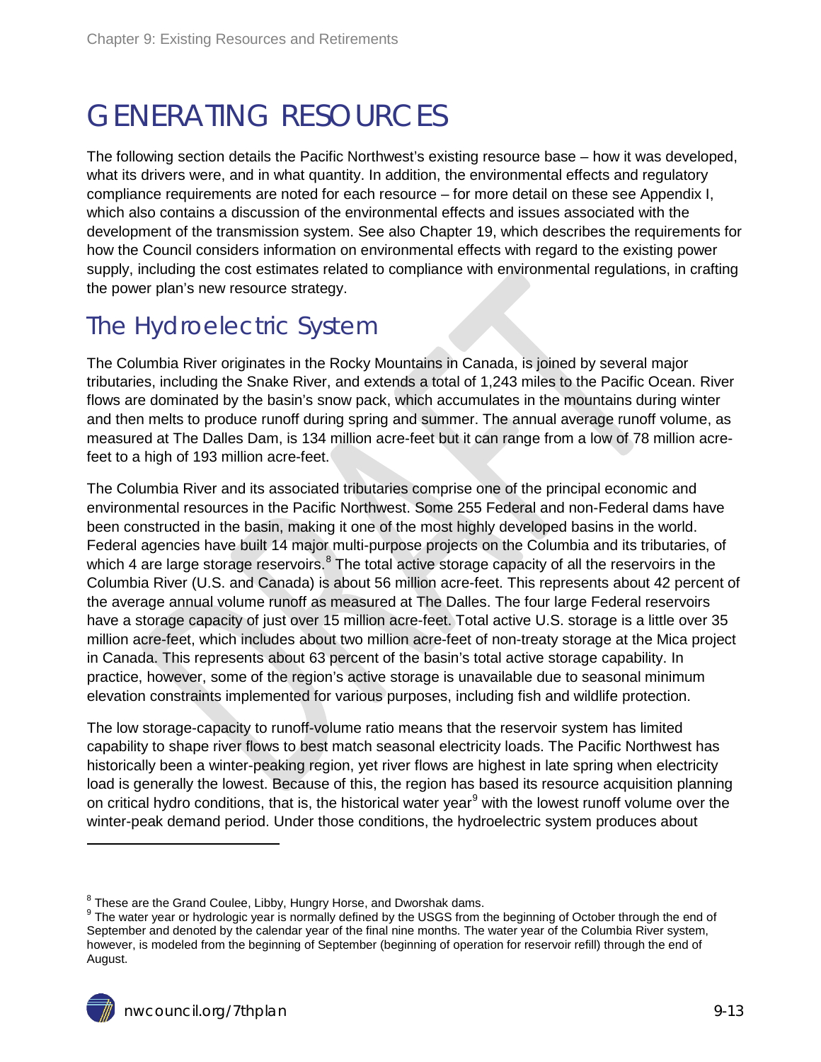# GENERATING RESOURCES

The following section details the Pacific Northwest's existing resource base – how it was developed, what its drivers were, and in what quantity. In addition, the environmental effects and regulatory compliance requirements are noted for each resource – for more detail on these see Appendix I, which also contains a discussion of the environmental effects and issues associated with the development of the transmission system. See also Chapter 19, which describes the requirements for how the Council considers information on environmental effects with regard to the existing power supply, including the cost estimates related to compliance with environmental regulations, in crafting the power plan's new resource strategy.

## The Hydroelectric System

The Columbia River originates in the Rocky Mountains in Canada, is joined by several major tributaries, including the Snake River, and extends a total of 1,243 miles to the Pacific Ocean. River flows are dominated by the basin's snow pack, which accumulates in the mountains during winter and then melts to produce runoff during spring and summer. The annual average runoff volume, as measured at The Dalles Dam, is 134 million acre-feet but it can range from a low of 78 million acre-feet to a high of 193 million acre-feet.

The Columbia River and its associated tributaries comprise one of the principal economic and environmental resources in the Pacific Northwest. Some 255 Federal and non-Federal dams have been constructed in the basin, making it one of the most highly developed basins in the world. Federal agencies have built 14 major multi-purpose projects on the Columbia and its tributaries, of which 4 are large storage reservoirs.[8] The total active storage capacity of all the reservoirs in the Columbia River (U.S. and Canada) is about 56 million acre-feet. This represents about 42 percent of the average annual volume runoff as measured at The Dalles. The four large Federal reservoirs have a storage capacity of just over 15 million acre-feet. Total active U.S. storage is a little over 35 million acre-feet, which includes about two million acre-feet of non-treaty storage at the Mica project in Canada. This represents about 63 percent of the basin's total active storage capability. In practice, however, some of the region's active storage is unavailable due to seasonal minimum elevation constraints implemented for various purposes, including fish and wildlife protection.

The low storage-capacity to runoff-volume ratio means that the reservoir system has limited capability to shape river flows to best match seasonal electricity loads. The Pacific Northwest has historically been a winter-peaking region, yet river flows are highest in late spring when electricity load is generally the lowest. Because of this, the region has based its resource acquisition planning on critical hydro conditions, that is, the historical water year[9] with the lowest runoff volume over the winter-peak demand period. Under those conditions, the hydroelectric system produces about

---

[8] These are the Grand Coulee, Libby, Hungry Horse, and Dworshak dams.

[9] The water year or hydrologic year is normally defined by the USGS from the beginning of October through the end of September and denoted by the calendar year of the final nine months. The water year of the Columbia River system, however, is modeled from the beginning of September (beginning of operation for reservoir refill) through the end of August.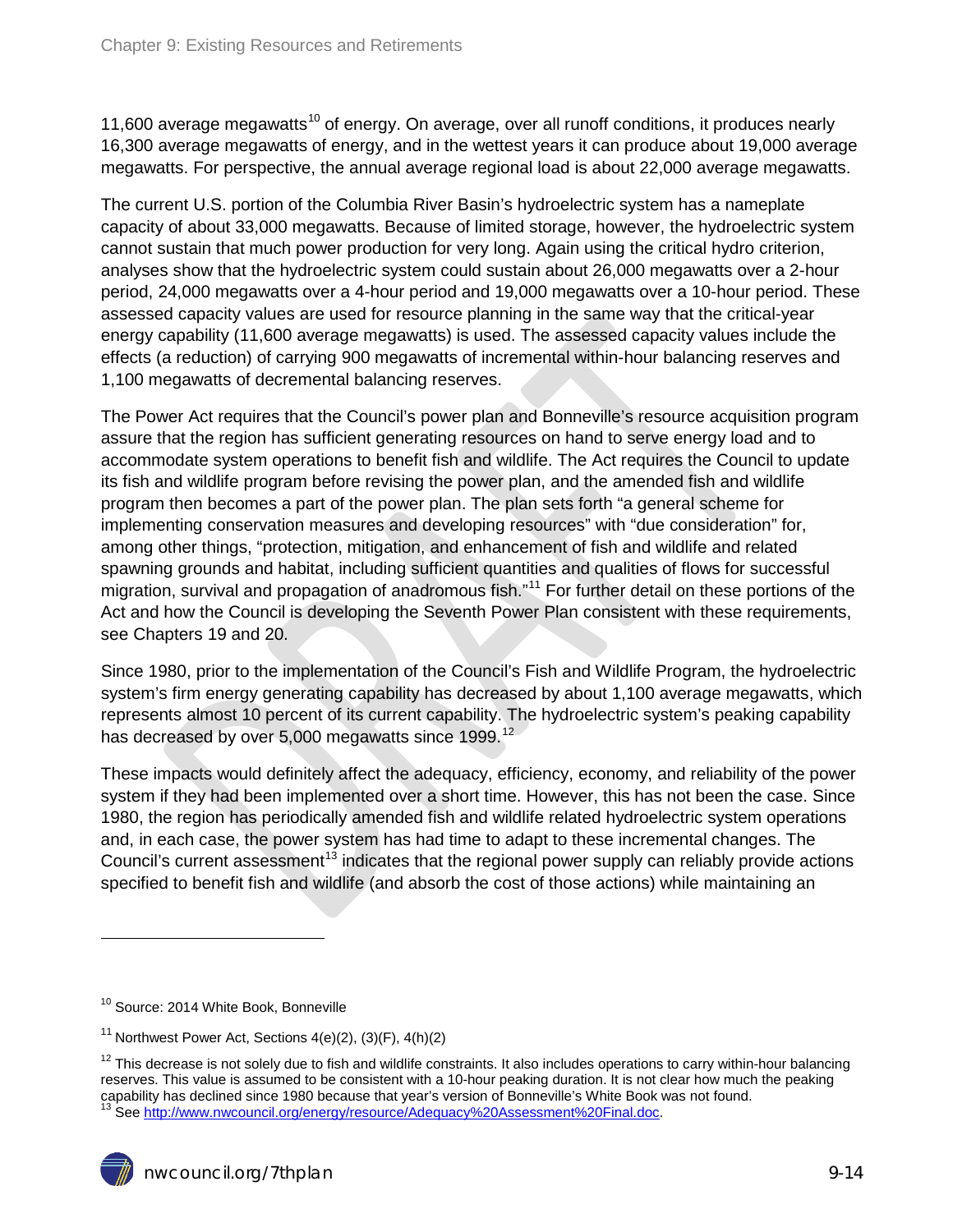11,600 average megawatts[10] of energy. On average, over all runoff conditions, it produces nearly 16,300 average megawatts of energy, and in the wettest years it can produce about 19,000 average megawatts. For perspective, the annual average regional load is about 22,000 average megawatts.

The current U.S. portion of the Columbia River Basin's hydroelectric system has a nameplate capacity of about 33,000 megawatts. Because of limited storage, however, the hydroelectric system cannot sustain that much power production for very long. Again using the critical hydro criterion, analyses show that the hydroelectric system could sustain about 26,000 megawatts over a 2-hour period, 24,000 megawatts over a 4-hour period and 19,000 megawatts over a 10-hour period. These assessed capacity values are used for resource planning in the same way that the critical-year energy capability (11,600 average megawatts) is used. The assessed capacity values include the effects (a reduction) of carrying 900 megawatts of incremental within-hour balancing reserves and 1,100 megawatts of decremental balancing reserves.

The Power Act requires that the Council's power plan and Bonneville's resource acquisition program assure that the region has sufficient generating resources on hand to serve energy load and to accommodate system operations to benefit fish and wildlife. The Act requires the Council to update its fish and wildlife program before revising the power plan, and the amended fish and wildlife program then becomes a part of the power plan. The plan sets forth "a general scheme for implementing conservation measures and developing resources" with "due consideration" for, among other things, "protection, mitigation, and enhancement of fish and wildlife and related spawning grounds and habitat, including sufficient quantities and qualities of flows for successful migration, survival and propagation of anadromous fish."[11] For further detail on these portions of the Act and how the Council is developing the Seventh Power Plan consistent with these requirements, see Chapters 19 and 20.

Since 1980, prior to the implementation of the Council's Fish and Wildlife Program, the hydroelectric system's firm energy generating capability has decreased by about 1,100 average megawatts, which represents almost 10 percent of its current capability. The hydroelectric system's peaking capability has decreased by over 5,000 megawatts since 1999.[12]

These impacts would definitely affect the adequacy, efficiency, economy, and reliability of the power system if they had been implemented over a short time. However, this has not been the case. Since 1980, the region has periodically amended fish and wildlife related hydroelectric system operations and, in each case, the power system has had time to adapt to these incremental changes. The Council's current assessment[13] indicates that the regional power supply can reliably provide actions specified to benefit fish and wildlife (and absorb the cost of those actions) while maintaining an

---

[10] Source: 2014 White Book, Bonneville

[11] Northwest Power Act, Sections 4(e)(2), (3)(F), 4(h)(2)

[12] This decrease is not solely due to fish and wildlife constraints. It also includes operations to carry within-hour balancing reserves. This value is assumed to be consistent with a 10-hour peaking duration. It is not clear how much the peaking capability has declined since 1980 because that year's version of Bonneville's White Book was not found.

[13] See http://www.nwcouncil.org/energy/resource/Adequacy%20Assessment%20Final.doc.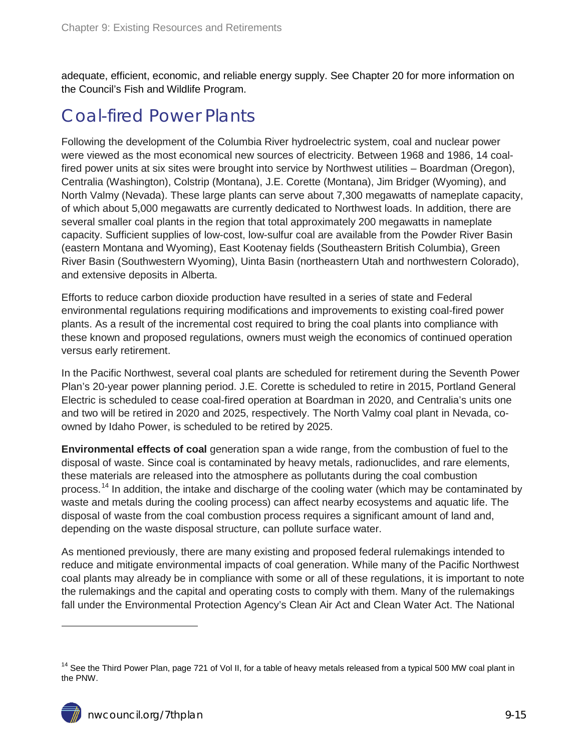adequate, efficient, economic, and reliable energy supply. See Chapter 20 for more information on the Council's Fish and Wildlife Program.

## Coal-fired Power Plants

Following the development of the Columbia River hydroelectric system, coal and nuclear power were viewed as the most economical new sources of electricity. Between 1968 and 1986, 14 coal-fired power units at six sites were brought into service by Northwest utilities – Boardman (Oregon), Centralia (Washington), Colstrip (Montana), J.E. Corette (Montana), Jim Bridger (Wyoming), and North Valmy (Nevada). These large plants can serve about 7,300 megawatts of nameplate capacity, of which about 5,000 megawatts are currently dedicated to Northwest loads. In addition, there are several smaller coal plants in the region that total approximately 200 megawatts in nameplate capacity. Sufficient supplies of low-cost, low-sulfur coal are available from the Powder River Basin (eastern Montana and Wyoming), East Kootenay fields (Southeastern British Columbia), Green River Basin (Southwestern Wyoming), Uinta Basin (northeastern Utah and northwestern Colorado), and extensive deposits in Alberta.

Efforts to reduce carbon dioxide production have resulted in a series of state and Federal environmental regulations requiring modifications and improvements to existing coal-fired power plants. As a result of the incremental cost required to bring the coal plants into compliance with these known and proposed regulations, owners must weigh the economics of continued operation versus early retirement.

In the Pacific Northwest, several coal plants are scheduled for retirement during the Seventh Power Plan's 20-year power planning period. J.E. Corette is scheduled to retire in 2015, Portland General Electric is scheduled to cease coal-fired operation at Boardman in 2020, and Centralia's units one and two will be retired in 2020 and 2025, respectively. The North Valmy coal plant in Nevada, co-owned by Idaho Power, is scheduled to be retired by 2025.

**Environmental effects of coal** generation span a wide range, from the combustion of fuel to the disposal of waste. Since coal is contaminated by heavy metals, radionuclides, and rare elements, these materials are released into the atmosphere as pollutants during the coal combustion process.[14] In addition, the intake and discharge of the cooling water (which may be contaminated by waste and metals during the cooling process) can affect nearby ecosystems and aquatic life. The disposal of waste from the coal combustion process requires a significant amount of land and, depending on the waste disposal structure, can pollute surface water.

As mentioned previously, there are many existing and proposed federal rulemakings intended to reduce and mitigate environmental impacts of coal generation. While many of the Pacific Northwest coal plants may already be in compliance with some or all of these regulations, it is important to note the rulemakings and the capital and operating costs to comply with them. Many of the rulemakings fall under the Environmental Protection Agency's Clean Air Act and Clean Water Act. The National

---

[14] See the Third Power Plan, page 721 of Vol II, for a table of heavy metals released from a typical 500 MW coal plant in the PNW.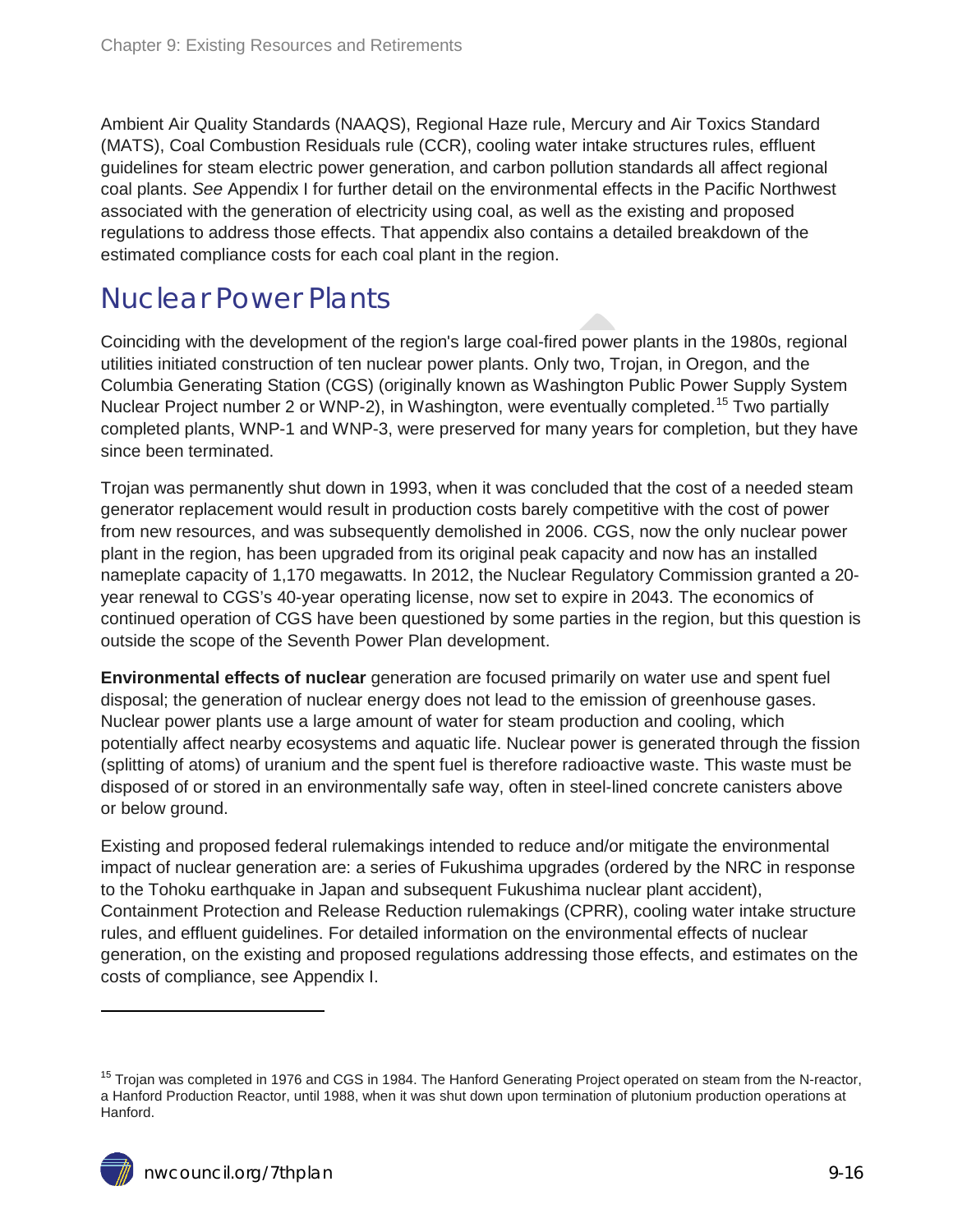Ambient Air Quality Standards (NAAQS), Regional Haze rule, Mercury and Air Toxics Standard (MATS), Coal Combustion Residuals rule (CCR), cooling water intake structures rules, effluent guidelines for steam electric power generation, and carbon pollution standards all affect regional coal plants. *See* Appendix I for further detail on the environmental effects in the Pacific Northwest associated with the generation of electricity using coal, as well as the existing and proposed regulations to address those effects. That appendix also contains a detailed breakdown of the estimated compliance costs for each coal plant in the region.

## Nuclear Power Plants

Coinciding with the development of the region's large coal-fired power plants in the 1980s, regional utilities initiated construction of ten nuclear power plants. Only two, Trojan, in Oregon, and the Columbia Generating Station (CGS) (originally known as Washington Public Power Supply System Nuclear Project number 2 or WNP-2), in Washington, were eventually completed.[15] Two partially completed plants, WNP-1 and WNP-3, were preserved for many years for completion, but they have since been terminated.

Trojan was permanently shut down in 1993, when it was concluded that the cost of a needed steam generator replacement would result in production costs barely competitive with the cost of power from new resources, and was subsequently demolished in 2006. CGS, now the only nuclear power plant in the region, has been upgraded from its original peak capacity and now has an installed nameplate capacity of 1,170 megawatts. In 2012, the Nuclear Regulatory Commission granted a 20-year renewal to CGS's 40-year operating license, now set to expire in 2043. The economics of continued operation of CGS have been questioned by some parties in the region, but this question is outside the scope of the Seventh Power Plan development.

**Environmental effects of nuclear** generation are focused primarily on water use and spent fuel disposal; the generation of nuclear energy does not lead to the emission of greenhouse gases. Nuclear power plants use a large amount of water for steam production and cooling, which potentially affect nearby ecosystems and aquatic life. Nuclear power is generated through the fission (splitting of atoms) of uranium and the spent fuel is therefore radioactive waste. This waste must be disposed of or stored in an environmentally safe way, often in steel-lined concrete canisters above or below ground.

Existing and proposed federal rulemakings intended to reduce and/or mitigate the environmental impact of nuclear generation are: a series of Fukushima upgrades (ordered by the NRC in response to the Tohoku earthquake in Japan and subsequent Fukushima nuclear plant accident), Containment Protection and Release Reduction rulemakings (CPRR), cooling water intake structure rules, and effluent guidelines. For detailed information on the environmental effects of nuclear generation, on the existing and proposed regulations addressing those effects, and estimates on the costs of compliance, see Appendix I.

---

[15] Trojan was completed in 1976 and CGS in 1984. The Hanford Generating Project operated on steam from the N-reactor, a Hanford Production Reactor, until 1988, when it was shut down upon termination of plutonium production operations at Hanford.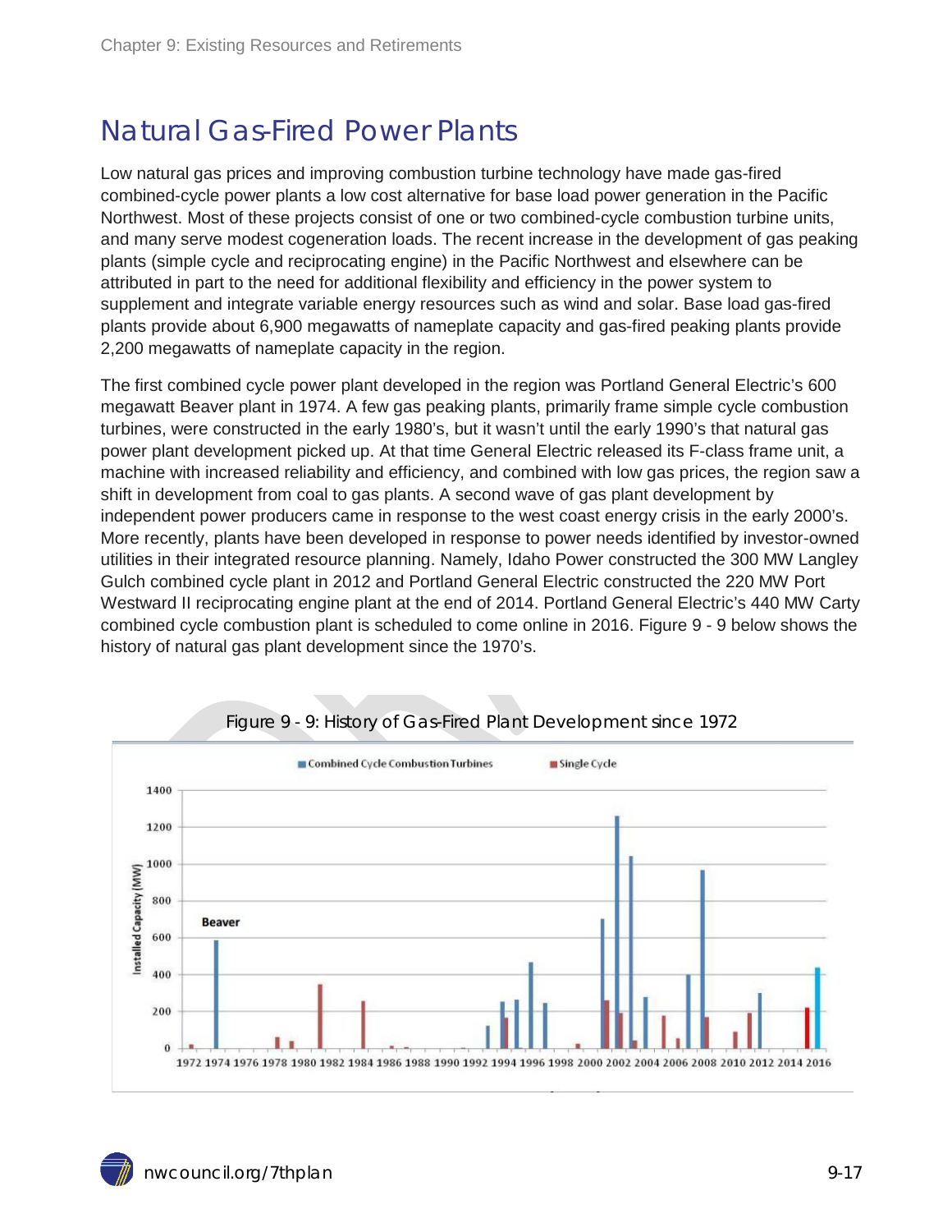## Natural Gas-Fired Power Plants

Low natural gas prices and improving combustion turbine technology have made gas-fired combined-cycle power plants a low cost alternative for base load power generation in the Pacific Northwest. Most of these projects consist of one or two combined-cycle combustion turbine units, and many serve modest cogeneration loads. The recent increase in the development of gas peaking plants (simple cycle and reciprocating engine) in the Pacific Northwest and elsewhere can be attributed in part to the need for additional flexibility and efficiency in the power system to supplement and integrate variable energy resources such as wind and solar. Base load gas-fired plants provide about 6,900 megawatts of nameplate capacity and gas-fired peaking plants provide 2,200 megawatts of nameplate capacity in the region.

The first combined cycle power plant developed in the region was Portland General Electric's 600 megawatt Beaver plant in 1974. A few gas peaking plants, primarily frame simple cycle combustion turbines, were constructed in the early 1980's, but it wasn't until the early 1990's that natural gas power plant development picked up. At that time General Electric released its F-class frame unit, a machine with increased reliability and efficiency, and combined with low gas prices, the region saw a shift in development from coal to gas plants. A second wave of gas plant development by independent power producers came in response to the west coast energy crisis in the early 2000's. More recently, plants have been developed in response to power needs identified by investor-owned utilities in their integrated resource planning. Namely, Idaho Power constructed the 300 MW Langley Gulch combined cycle plant in 2012 and Portland General Electric constructed the 220 MW Port Westward II reciprocating engine plant at the end of 2014. Portland General Electric's 440 MW Carty combined cycle combustion plant is scheduled to come online in 2016. Figure 9 - 9 below shows the history of natural gas plant development since the 1970's.

Figure 9 - 9: History of Gas-Fired Plant Development since 1972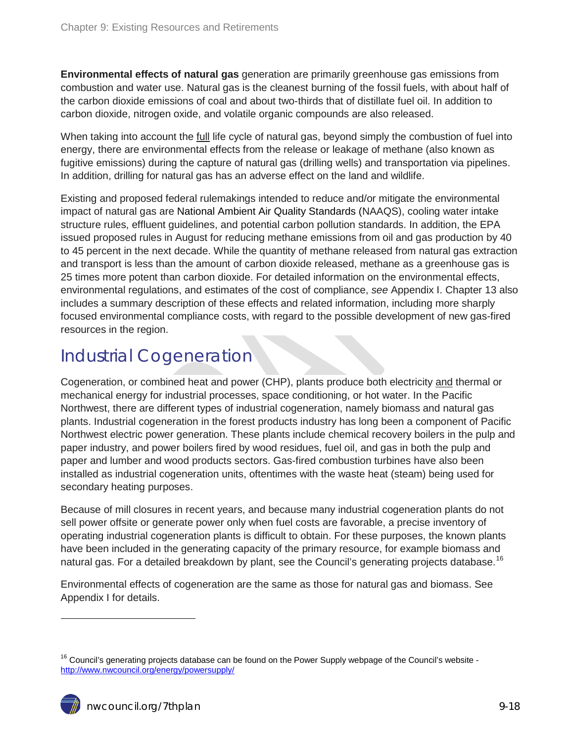**Environmental effects of natural gas** generation are primarily greenhouse gas emissions from combustion and water use. Natural gas is the cleanest burning of the fossil fuels, with about half of the carbon dioxide emissions of coal and about two-thirds that of distillate fuel oil. In addition to carbon dioxide, nitrogen oxide, and volatile organic compounds are also released.

When taking into account the full life cycle of natural gas, beyond simply the combustion of fuel into energy, there are environmental effects from the release or leakage of methane (also known as fugitive emissions) during the capture of natural gas (drilling wells) and transportation via pipelines. In addition, drilling for natural gas has an adverse effect on the land and wildlife.

Existing and proposed federal rulemakings intended to reduce and/or mitigate the environmental impact of natural gas are National Ambient Air Quality Standards (NAAQS), cooling water intake structure rules, effluent guidelines, and potential carbon pollution standards. In addition, the EPA issued proposed rules in August for reducing methane emissions from oil and gas production by 40 to 45 percent in the next decade. While the quantity of methane released from natural gas extraction and transport is less than the amount of carbon dioxide released, methane as a greenhouse gas is 25 times more potent than carbon dioxide. For detailed information on the environmental effects, environmental regulations, and estimates of the cost of compliance, *see* Appendix I. Chapter 13 also includes a summary description of these effects and related information, including more sharply focused environmental compliance costs, with regard to the possible development of new gas-fired resources in the region.

## Industrial Cogeneration

Cogeneration, or combined heat and power (CHP), plants produce both electricity and thermal or mechanical energy for industrial processes, space conditioning, or hot water. In the Pacific Northwest, there are different types of industrial cogeneration, namely biomass and natural gas plants. Industrial cogeneration in the forest products industry has long been a component of Pacific Northwest electric power generation. These plants include chemical recovery boilers in the pulp and paper industry, and power boilers fired by wood residues, fuel oil, and gas in both the pulp and paper and lumber and wood products sectors. Gas-fired combustion turbines have also been installed as industrial cogeneration units, oftentimes with the waste heat (steam) being used for secondary heating purposes.

Because of mill closures in recent years, and because many industrial cogeneration plants do not sell power offsite or generate power only when fuel costs are favorable, a precise inventory of operating industrial cogeneration plants is difficult to obtain. For these purposes, the known plants have been included in the generating capacity of the primary resource, for example biomass and natural gas. For a detailed breakdown by plant, see the Council's generating projects database.[16]

Environmental effects of cogeneration are the same as those for natural gas and biomass. See Appendix I for details.

---

[16] Council's generating projects database can be found on the Power Supply webpage of the Council's website - http://www.nwcouncil.org/energy/powersupply/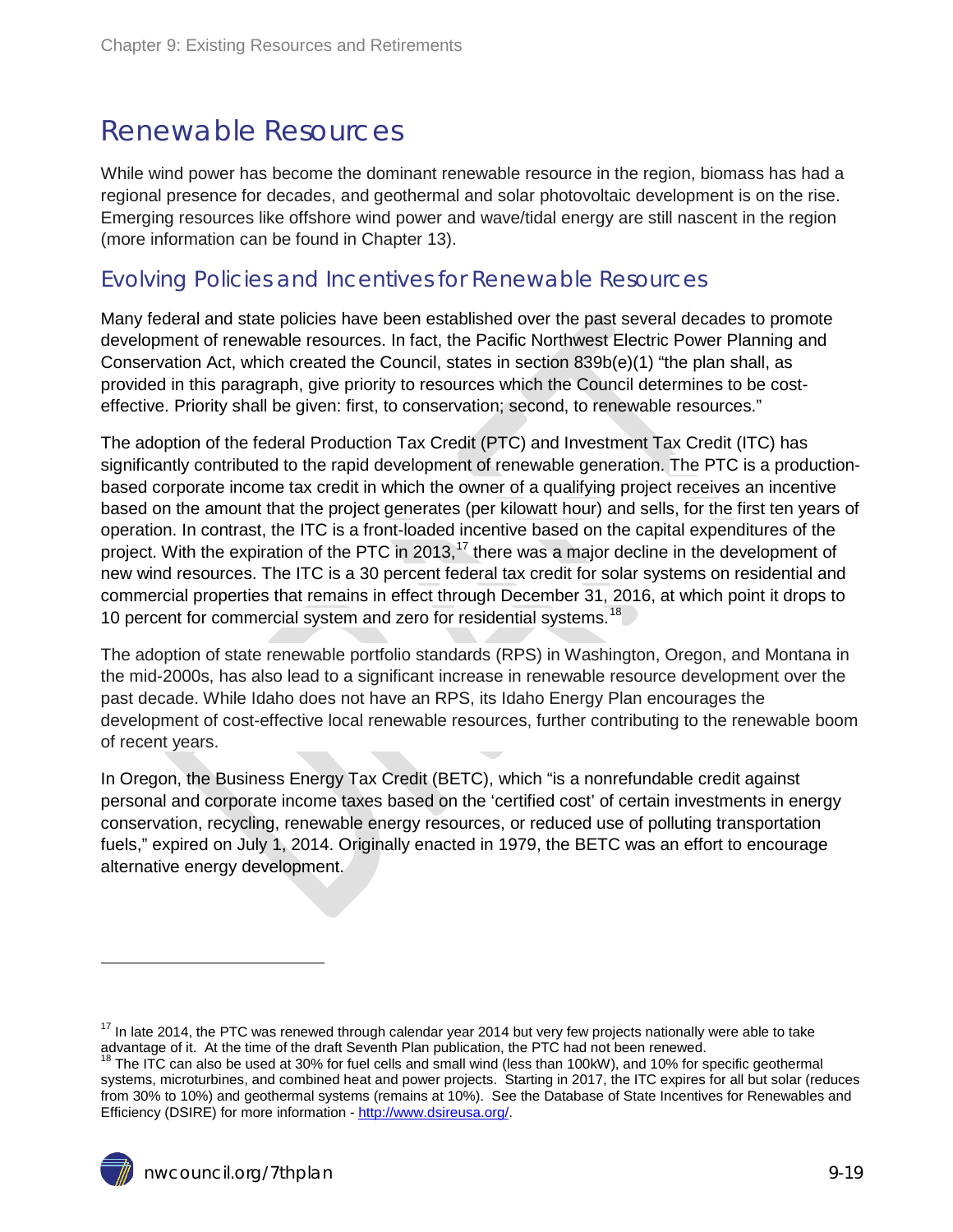# Renewable Resources

While wind power has become the dominant renewable resource in the region, biomass has had a regional presence for decades, and geothermal and solar photovoltaic development is on the rise. Emerging resources like offshore wind power and wave/tidal energy are still nascent in the region (more information can be found in Chapter 13).

## Evolving Policies and Incentives for Renewable Resources

Many federal and state policies have been established over the past several decades to promote development of renewable resources. In fact, the Pacific Northwest Electric Power Planning and Conservation Act, which created the Council, states in section 839b(e)(1) "the plan shall, as provided in this paragraph, give priority to resources which the Council determines to be cost-effective. Priority shall be given: first, to conservation; second, to renewable resources."

The adoption of the federal Production Tax Credit (PTC) and Investment Tax Credit (ITC) has significantly contributed to the rapid development of renewable generation. The PTC is a production-based corporate income tax credit in which the owner of a qualifying project receives an incentive based on the amount that the project generates (per kilowatt hour) and sells, for the first ten years of operation. In contrast, the ITC is a front-loaded incentive based on the capital expenditures of the project. With the expiration of the PTC in 2013,[17] there was a major decline in the development of new wind resources. The ITC is a 30 percent federal tax credit for solar systems on residential and commercial properties that remains in effect through December 31, 2016, at which point it drops to 10 percent for commercial system and zero for residential systems.[18]

The adoption of state renewable portfolio standards (RPS) in Washington, Oregon, and Montana in the mid-2000s, has also lead to a significant increase in renewable resource development over the past decade. While Idaho does not have an RPS, its Idaho Energy Plan encourages the development of cost-effective local renewable resources, further contributing to the renewable boom of recent years.

In Oregon, the Business Energy Tax Credit (BETC), which "is a nonrefundable credit against personal and corporate income taxes based on the 'certified cost' of certain investments in energy conservation, recycling, renewable energy resources, or reduced use of polluting transportation fuels," expired on July 1, 2014. Originally enacted in 1979, the BETC was an effort to encourage alternative energy development.

---

[17] In late 2014, the PTC was renewed through calendar year 2014 but very few projects nationally were able to take advantage of it. At the time of the draft Seventh Plan publication, the PTC had not been renewed.

[18] The ITC can also be used at 30% for fuel cells and small wind (less than 100kW), and 10% for specific geothermal systems, microturbines, and combined heat and power projects. Starting in 2017, the ITC expires for all but solar (reduces from 30% to 10%) and geothermal systems (remains at 10%). See the Database of State Incentives for Renewables and Efficiency (DSIRE) for more information - http://www.dsireusa.org/.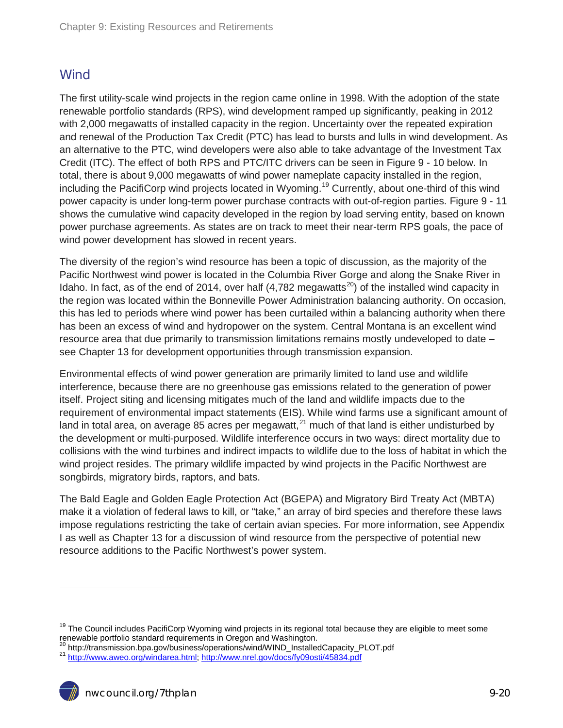## Wind

The first utility-scale wind projects in the region came online in 1998. With the adoption of the state renewable portfolio standards (RPS), wind development ramped up significantly, peaking in 2012 with 2,000 megawatts of installed capacity in the region. Uncertainty over the repeated expiration and renewal of the Production Tax Credit (PTC) has lead to bursts and lulls in wind development. As an alternative to the PTC, wind developers were also able to take advantage of the Investment Tax Credit (ITC). The effect of both RPS and PTC/ITC drivers can be seen in Figure 9 - 10 below. In total, there is about 9,000 megawatts of wind power nameplate capacity installed in the region, including the PacifiCorp wind projects located in Wyoming.[19] Currently, about one-third of this wind power capacity is under long-term power purchase contracts with out-of-region parties. Figure 9 - 11 shows the cumulative wind capacity developed in the region by load serving entity, based on known power purchase agreements. As states are on track to meet their near-term RPS goals, the pace of wind power development has slowed in recent years.

The diversity of the region's wind resource has been a topic of discussion, as the majority of the Pacific Northwest wind power is located in the Columbia River Gorge and along the Snake River in Idaho. In fact, as of the end of 2014, over half (4,782 megawatts[20]) of the installed wind capacity in the region was located within the Bonneville Power Administration balancing authority. On occasion, this has led to periods where wind power has been curtailed within a balancing authority when there has been an excess of wind and hydropower on the system. Central Montana is an excellent wind resource area that due primarily to transmission limitations remains mostly undeveloped to date – see Chapter 13 for development opportunities through transmission expansion.

Environmental effects of wind power generation are primarily limited to land use and wildlife interference, because there are no greenhouse gas emissions related to the generation of power itself. Project siting and licensing mitigates much of the land and wildlife impacts due to the requirement of environmental impact statements (EIS). While wind farms use a significant amount of land in total area, on average 85 acres per megawatt,[21] much of that land is either undisturbed by the development or multi-purposed. Wildlife interference occurs in two ways: direct mortality due to collisions with the wind turbines and indirect impacts to wildlife due to the loss of habitat in which the wind project resides. The primary wildlife impacted by wind projects in the Pacific Northwest are songbirds, migratory birds, raptors, and bats.

The Bald Eagle and Golden Eagle Protection Act (BGEPA) and Migratory Bird Treaty Act (MBTA) make it a violation of federal laws to kill, or "take," an array of bird species and therefore these laws impose regulations restricting the take of certain avian species. For more information, see Appendix I as well as Chapter 13 for a discussion of wind resource from the perspective of potential new resource additions to the Pacific Northwest's power system.

---

[19] The Council includes PacifiCorp Wyoming wind projects in its regional total because they are eligible to meet some renewable portfolio standard requirements in Oregon and Washington.

[20] http://transmission.bpa.gov/business/operations/wind/WIND_InstalledCapacity_PLOT.pdf

[21] http://www.aweo.org/windarea.html; http://www.nrel.gov/docs/fy09osti/45834.pdf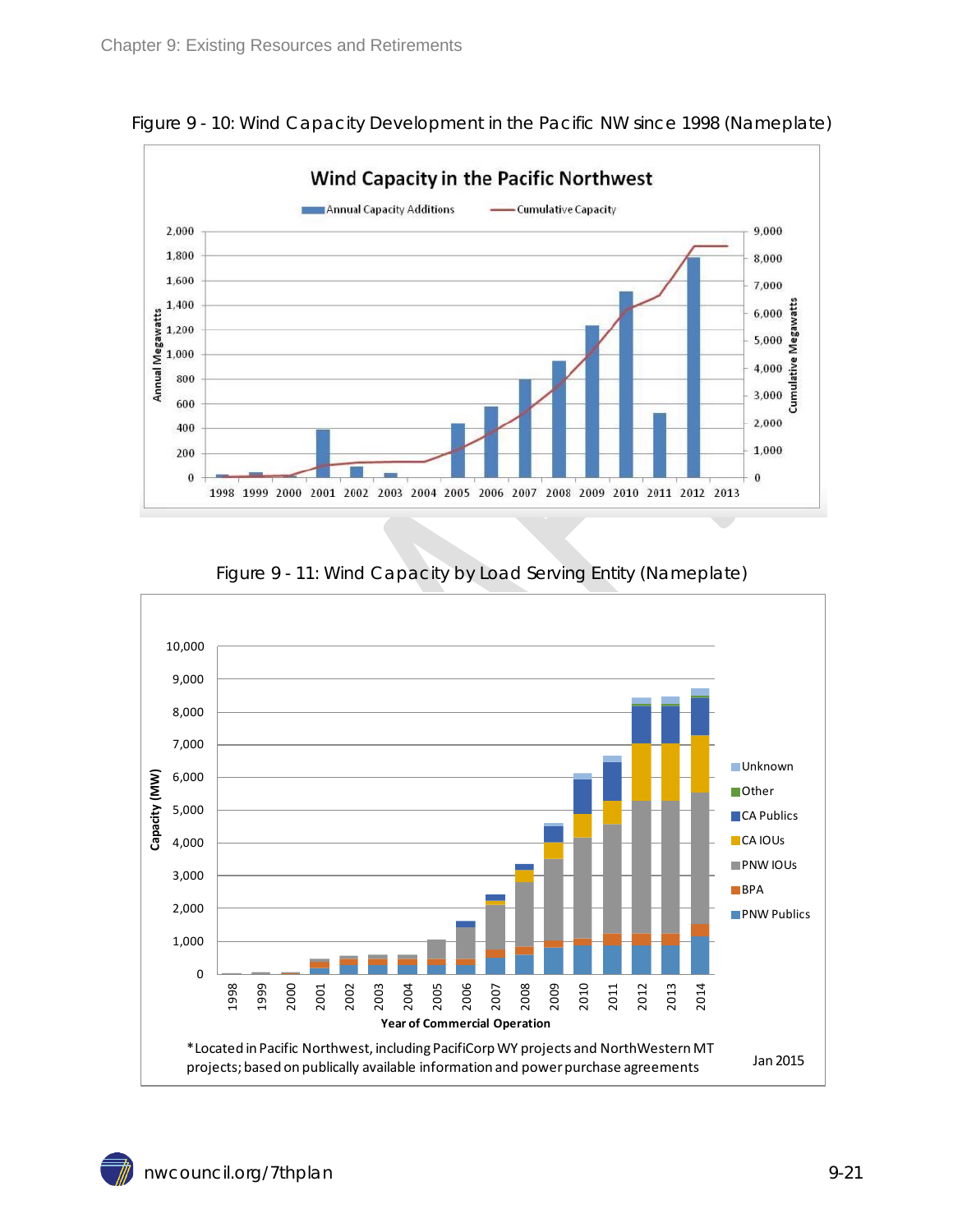Figure 9 - 10: Wind Capacity Development in the Pacific NW since 1998 (Nameplate)

Figure 9 - 11: Wind Capacity by Load Serving Entity (Nameplate)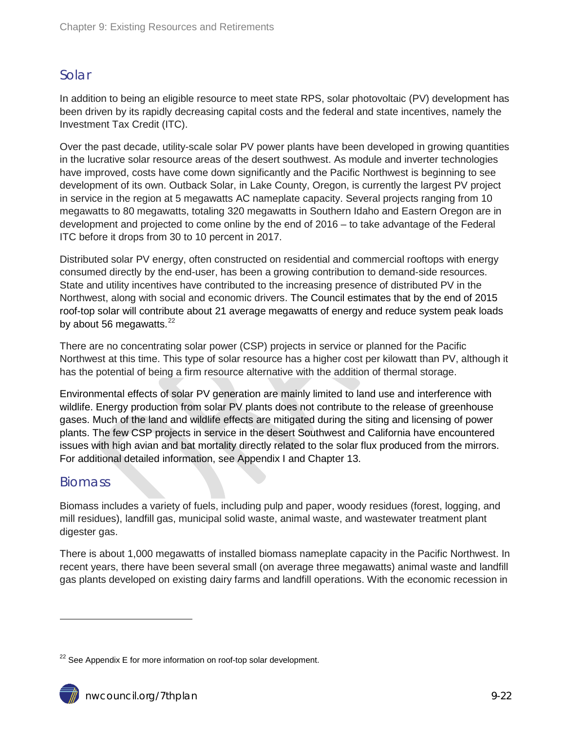## Solar

In addition to being an eligible resource to meet state RPS, solar photovoltaic (PV) development has been driven by its rapidly decreasing capital costs and the federal and state incentives, namely the Investment Tax Credit (ITC).

Over the past decade, utility-scale solar PV power plants have been developed in growing quantities in the lucrative solar resource areas of the desert southwest. As module and inverter technologies have improved, costs have come down significantly and the Pacific Northwest is beginning to see development of its own. Outback Solar, in Lake County, Oregon, is currently the largest PV project in service in the region at 5 megawatts AC nameplate capacity. Several projects ranging from 10 megawatts to 80 megawatts, totaling 320 megawatts in Southern Idaho and Eastern Oregon are in development and projected to come online by the end of 2016 – to take advantage of the Federal ITC before it drops from 30 to 10 percent in 2017.

Distributed solar PV energy, often constructed on residential and commercial rooftops with energy consumed directly by the end-user, has been a growing contribution to demand-side resources. State and utility incentives have contributed to the increasing presence of distributed PV in the Northwest, along with social and economic drivers. The Council estimates that by the end of 2015 roof-top solar will contribute about 21 average megawatts of energy and reduce system peak loads by about 56 megawatts.[22]

There are no concentrating solar power (CSP) projects in service or planned for the Pacific Northwest at this time. This type of solar resource has a higher cost per kilowatt than PV, although it has the potential of being a firm resource alternative with the addition of thermal storage.

Environmental effects of solar PV generation are mainly limited to land use and interference with wildlife. Energy production from solar PV plants does not contribute to the release of greenhouse gases. Much of the land and wildlife effects are mitigated during the siting and licensing of power plants. The few CSP projects in service in the desert Southwest and California have encountered issues with high avian and bat mortality directly related to the solar flux produced from the mirrors. For additional detailed information, see Appendix I and Chapter 13.

## Biomass

Biomass includes a variety of fuels, including pulp and paper, woody residues (forest, logging, and mill residues), landfill gas, municipal solid waste, animal waste, and wastewater treatment plant digester gas.

There is about 1,000 megawatts of installed biomass nameplate capacity in the Pacific Northwest. In recent years, there have been several small (on average three megawatts) animal waste and landfill gas plants developed on existing dairy farms and landfill operations. With the economic recession in

[22] See Appendix E for more information on roof-top solar development.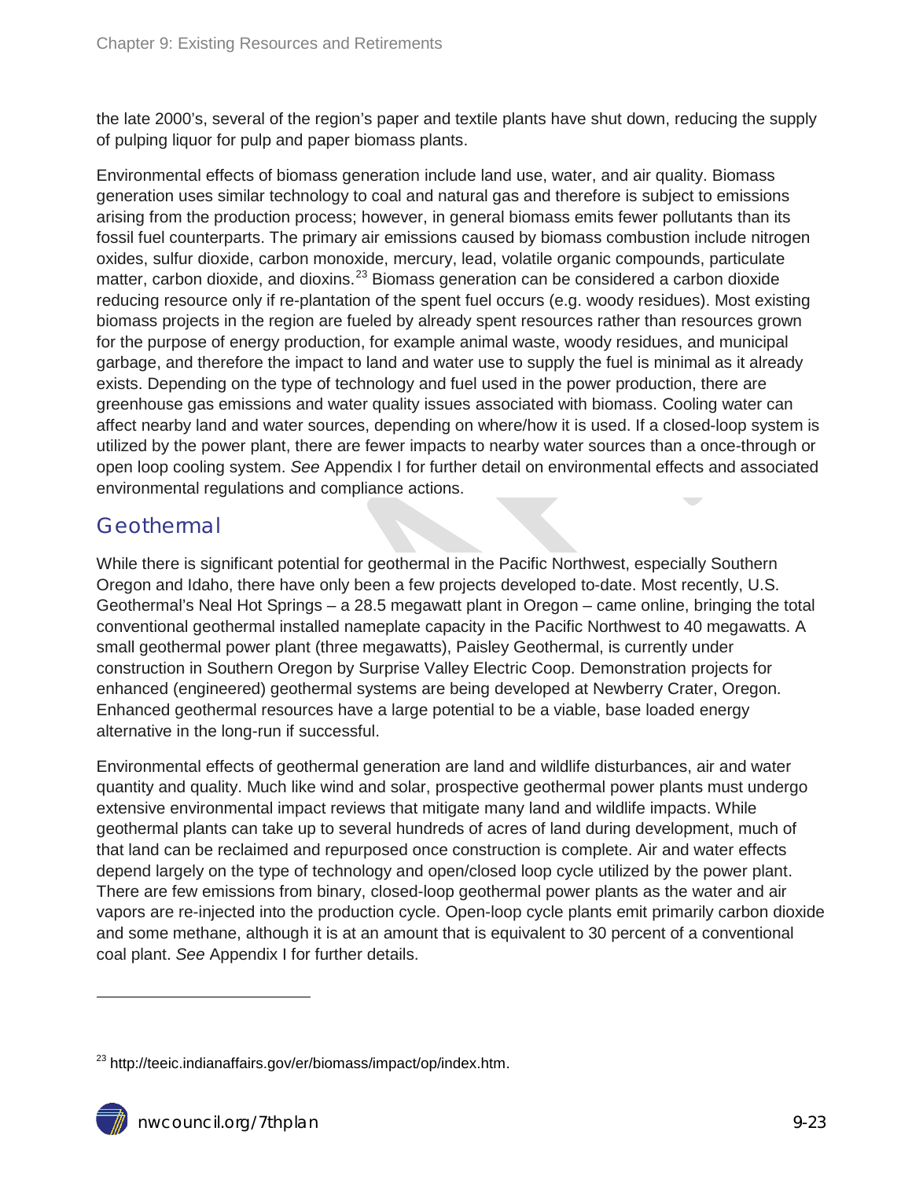the late 2000's, several of the region's paper and textile plants have shut down, reducing the supply of pulping liquor for pulp and paper biomass plants.

Environmental effects of biomass generation include land use, water, and air quality. Biomass generation uses similar technology to coal and natural gas and therefore is subject to emissions arising from the production process; however, in general biomass emits fewer pollutants than its fossil fuel counterparts. The primary air emissions caused by biomass combustion include nitrogen oxides, sulfur dioxide, carbon monoxide, mercury, lead, volatile organic compounds, particulate matter, carbon dioxide, and dioxins.[23] Biomass generation can be considered a carbon dioxide reducing resource only if re-plantation of the spent fuel occurs (e.g. woody residues). Most existing biomass projects in the region are fueled by already spent resources rather than resources grown for the purpose of energy production, for example animal waste, woody residues, and municipal garbage, and therefore the impact to land and water use to supply the fuel is minimal as it already exists. Depending on the type of technology and fuel used in the power production, there are greenhouse gas emissions and water quality issues associated with biomass. Cooling water can affect nearby land and water sources, depending on where/how it is used. If a closed-loop system is utilized by the power plant, there are fewer impacts to nearby water sources than a once-through or open loop cooling system. *See* Appendix I for further detail on environmental effects and associated environmental regulations and compliance actions.

## Geothermal

While there is significant potential for geothermal in the Pacific Northwest, especially Southern Oregon and Idaho, there have only been a few projects developed to-date. Most recently, U.S. Geothermal's Neal Hot Springs – a 28.5 megawatt plant in Oregon – came online, bringing the total conventional geothermal installed nameplate capacity in the Pacific Northwest to 40 megawatts. A small geothermal power plant (three megawatts), Paisley Geothermal, is currently under construction in Southern Oregon by Surprise Valley Electric Coop. Demonstration projects for enhanced (engineered) geothermal systems are being developed at Newberry Crater, Oregon. Enhanced geothermal resources have a large potential to be a viable, base loaded energy alternative in the long-run if successful.

Environmental effects of geothermal generation are land and wildlife disturbances, air and water quantity and quality. Much like wind and solar, prospective geothermal power plants must undergo extensive environmental impact reviews that mitigate many land and wildlife impacts. While geothermal plants can take up to several hundreds of acres of land during development, much of that land can be reclaimed and repurposed once construction is complete. Air and water effects depend largely on the type of technology and open/closed loop cycle utilized by the power plant. There are few emissions from binary, closed-loop geothermal power plants as the water and air vapors are re-injected into the production cycle. Open-loop cycle plants emit primarily carbon dioxide and some methane, although it is at an amount that is equivalent to 30 percent of a conventional coal plant. *See* Appendix I for further details.

---

[23] http://teeic.indianaffairs.gov/er/biomass/impact/op/index.htm.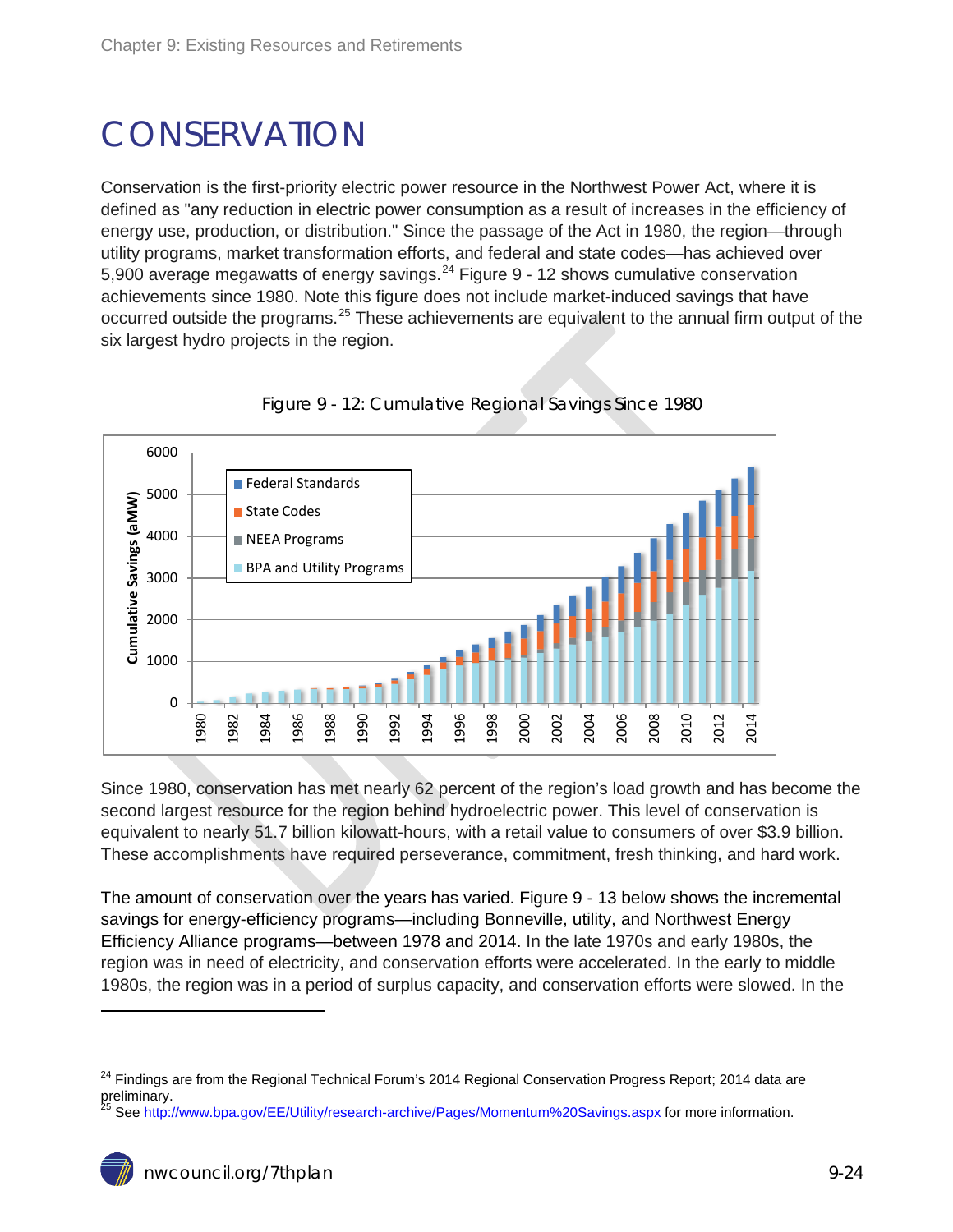# CONSERVATION

Conservation is the first-priority electric power resource in the Northwest Power Act, where it is defined as "any reduction in electric power consumption as a result of increases in the efficiency of energy use, production, or distribution." Since the passage of the Act in 1980, the region—through utility programs, market transformation efforts, and federal and state codes—has achieved over 5,900 average megawatts of energy savings.[24] Figure 9 - 12 shows cumulative conservation achievements since 1980. Note this figure does not include market-induced savings that have occurred outside the programs.[25] These achievements are equivalent to the annual firm output of the six largest hydro projects in the region.

Figure 9 - 12: Cumulative Regional Savings Since 1980

Since 1980, conservation has met nearly 62 percent of the region's load growth and has become the second largest resource for the region behind hydroelectric power. This level of conservation is equivalent to nearly 51.7 billion kilowatt-hours, with a retail value to consumers of over $3.9 billion. These accomplishments have required perseverance, commitment, fresh thinking, and hard work.

The amount of conservation over the years has varied. Figure 9 - 13 below shows the incremental savings for energy-efficiency programs—including Bonneville, utility, and Northwest Energy Efficiency Alliance programs—between 1978 and 2014. In the late 1970s and early 1980s, the region was in need of electricity, and conservation efforts were accelerated. In the early to middle 1980s, the region was in a period of surplus capacity, and conservation efforts were slowed. In the

---

[24] Findings are from the Regional Technical Forum's 2014 Regional Conservation Progress Report; 2014 data are preliminary.

[25] See http://www.bpa.gov/EE/Utility/research-archive/Pages/Momentum%20Savings.aspx for more information.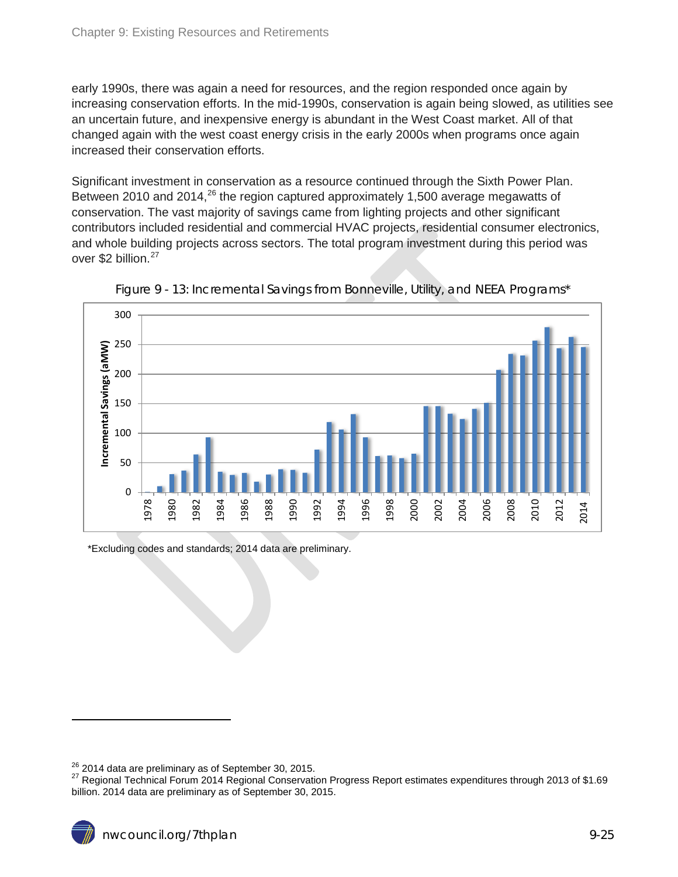early 1990s, there was again a need for resources, and the region responded once again by increasing conservation efforts. In the mid-1990s, conservation is again being slowed, as utilities see an uncertain future, and inexpensive energy is abundant in the West Coast market. All of that changed again with the west coast energy crisis in the early 2000s when programs once again increased their conservation efforts.

Significant investment in conservation as a resource continued through the Sixth Power Plan. Between 2010 and 2014,[26] the region captured approximately 1,500 average megawatts of conservation. The vast majority of savings came from lighting projects and other significant contributors included residential and commercial HVAC projects, residential consumer electronics, and whole building projects across sectors. The total program investment during this period was over $2 billion.[27]

Figure 9 - 13: Incremental Savings from Bonneville, Utility, and NEEA Programs*

*Excluding codes and standards; 2014 data are preliminary.

---

[26] 2014 data are preliminary as of September 30, 2015.

[27] Regional Technical Forum 2014 Regional Conservation Progress Report estimates expenditures through 2013 of $1.69 billion. 2014 data are preliminary as of September 30, 2015.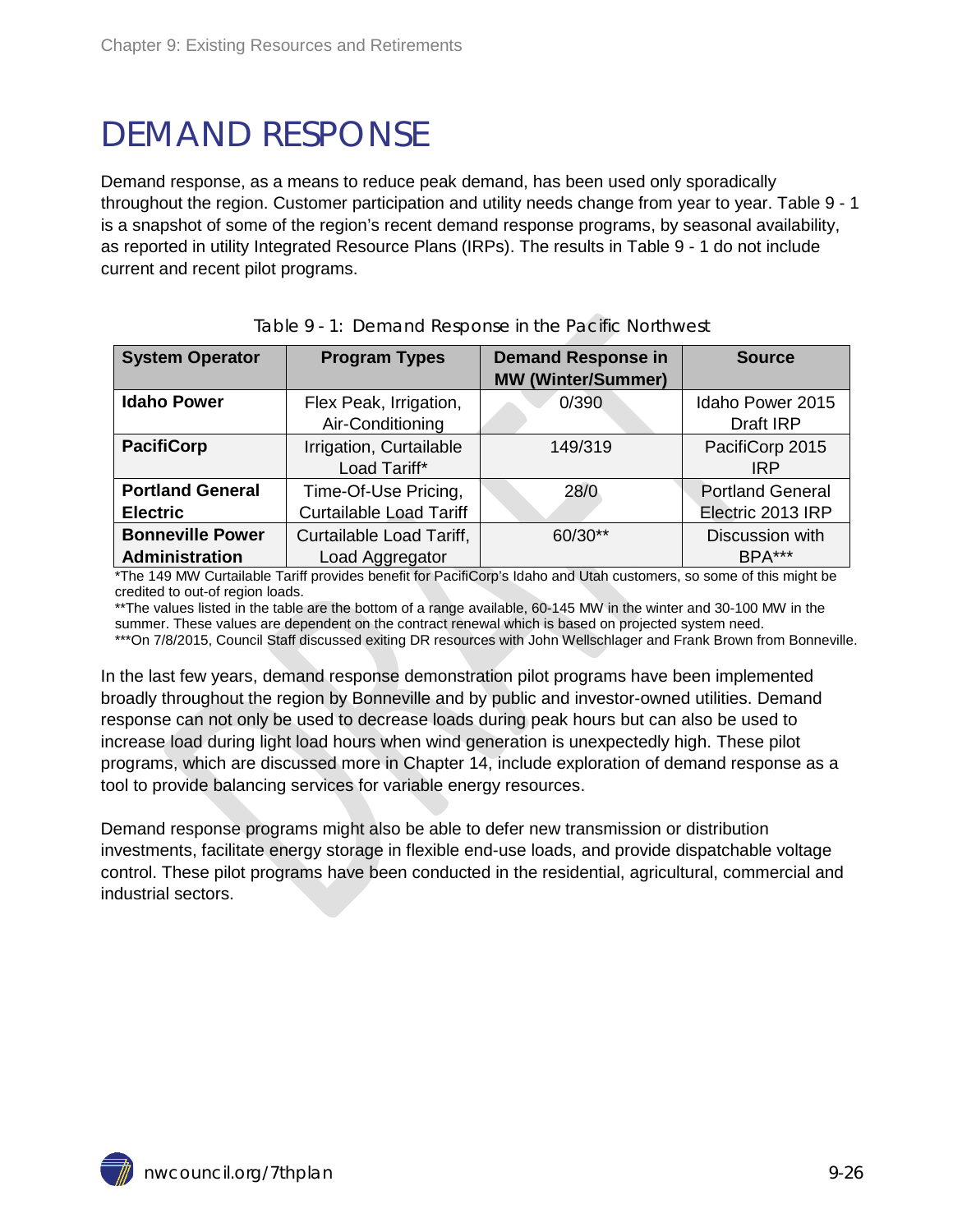# DEMAND RESPONSE

Demand response, as a means to reduce peak demand, has been used only sporadically throughout the region. Customer participation and utility needs change from year to year. Table 9 - 1 is a snapshot of some of the region's recent demand response programs, by seasonal availability, as reported in utility Integrated Resource Plans (IRPs). The results in Table 9 - 1 do not include current and recent pilot programs.

Table 9 - 1: Demand Response in the Pacific Northwest

| System Operator | Program Types | Demand Response in MW (Winter/Summer) | Source |
|---|---|---|---|
| **Idaho Power** | Flex Peak, Irrigation, Air-Conditioning | 0/390 | Idaho Power 2015 Draft IRP |
| **PacifiCorp** | Irrigation, Curtailable Load Tariff* | 149/319 | PacifiCorp 2015 IRP |
| **Portland General Electric** | Time-Of-Use Pricing, Curtailable Load Tariff | 28/0 | Portland General Electric 2013 IRP |
| **Bonneville Power Administration** | Curtailable Load Tariff, Load Aggregator | 60/30** | Discussion with BPA*** |

*The 149 MW Curtailable Tariff provides benefit for PacifiCorp's Idaho and Utah customers, so some of this might be credited to out-of region loads.

**The values listed in the table are the bottom of a range available, 60-145 MW in the winter and 30-100 MW in the summer. These values are dependent on the contract renewal which is based on projected system need.

***On 7/8/2015, Council Staff discussed exiting DR resources with John Wellschlager and Frank Brown from Bonneville.

In the last few years, demand response demonstration pilot programs have been implemented broadly throughout the region by Bonneville and by public and investor-owned utilities. Demand response can not only be used to decrease loads during peak hours but can also be used to increase load during light load hours when wind generation is unexpectedly high. These pilot programs, which are discussed more in Chapter 14, include exploration of demand response as a tool to provide balancing services for variable energy resources.

Demand response programs might also be able to defer new transmission or distribution investments, facilitate energy storage in flexible end-use loads, and provide dispatchable voltage control. These pilot programs have been conducted in the residential, agricultural, commercial and industrial sectors.